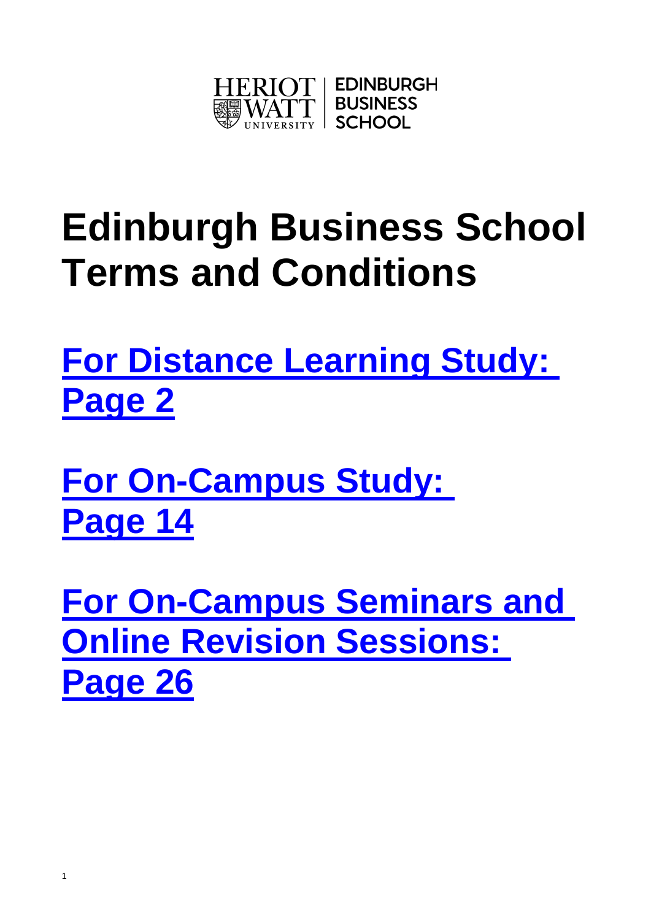HERIOT WATT UNIVERSITY | EDINBURGH BUSINESS SCHOOL

# Edinburgh Business School Terms and Conditions

## For Distance Learning Study: Page 2

## For On-Campus Study: Page 14

## For On-Campus Seminars and Online Revision Sessions: Page 26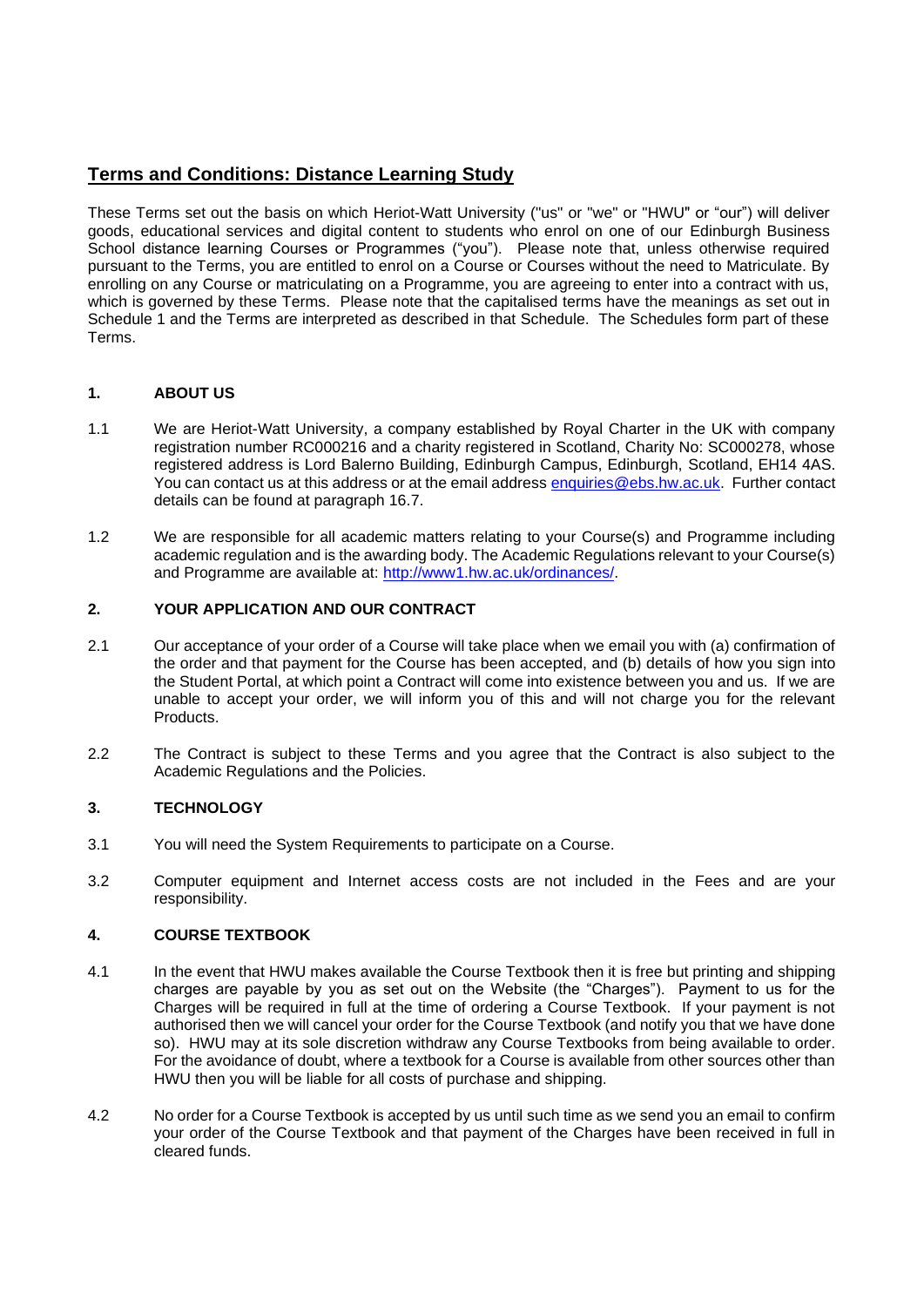## Terms and Conditions: Distance Learning Study

These Terms set out the basis on which Heriot-Watt University ("us" or "we" or "HWU" or "our") will deliver goods, educational services and digital content to students who enrol on one of our Edinburgh Business School distance learning Courses or Programmes ("you"). Please note that, unless otherwise required pursuant to the Terms, you are entitled to enrol on a Course or Courses without the need to Matriculate. By enrolling on any Course or matriculating on a Programme, you are agreeing to enter into a contract with us, which is governed by these Terms. Please note that the capitalised terms have the meanings as set out in Schedule 1 and the Terms are interpreted as described in that Schedule. The Schedules form part of these Terms.

### 1. ABOUT US

1.1 We are Heriot-Watt University, a company established by Royal Charter in the UK with company registration number RC000216 and a charity registered in Scotland, Charity No: SC000278, whose registered address is Lord Balerno Building, Edinburgh Campus, Edinburgh, Scotland, EH14 4AS. You can contact us at this address or at the email address [enquiries@ebs.hw.ac.uk](mailto:enquiries@ebs.hw.ac.uk). Further contact details can be found at paragraph 16.7.

1.2 We are responsible for all academic matters relating to your Course(s) and Programme including academic regulation and is the awarding body. The Academic Regulations relevant to your Course(s) and Programme are available at: [http://www1.hw.ac.uk/ordinances/](http://www1.hw.ac.uk/ordinances/).

### 2. YOUR APPLICATION AND OUR CONTRACT

2.1 Our acceptance of your order of a Course will take place when we email you with (a) confirmation of the order and that payment for the Course has been accepted, and (b) details of how you sign into the Student Portal, at which point a Contract will come into existence between you and us. If we are unable to accept your order, we will inform you of this and will not charge you for the relevant Products.

2.2 The Contract is subject to these Terms and you agree that the Contract is also subject to the Academic Regulations and the Policies.

### 3. TECHNOLOGY

3.1 You will need the System Requirements to participate on a Course.

3.2 Computer equipment and Internet access costs are not included in the Fees and are your responsibility.

### 4. COURSE TEXTBOOK

4.1 In the event that HWU makes available the Course Textbook then it is free but printing and shipping charges are payable by you as set out on the Website (the "Charges"). Payment to us for the Charges will be required in full at the time of ordering a Course Textbook. If your payment is not authorised then we will cancel your order for the Course Textbook (and notify you that we have done so). HWU may at its sole discretion withdraw any Course Textbooks from being available to order. For the avoidance of doubt, where a textbook for a Course is available from other sources other than HWU then you will be liable for all costs of purchase and shipping.

4.2 No order for a Course Textbook is accepted by us until such time as we send you an email to confirm your order of the Course Textbook and that payment of the Charges have been received in full in cleared funds.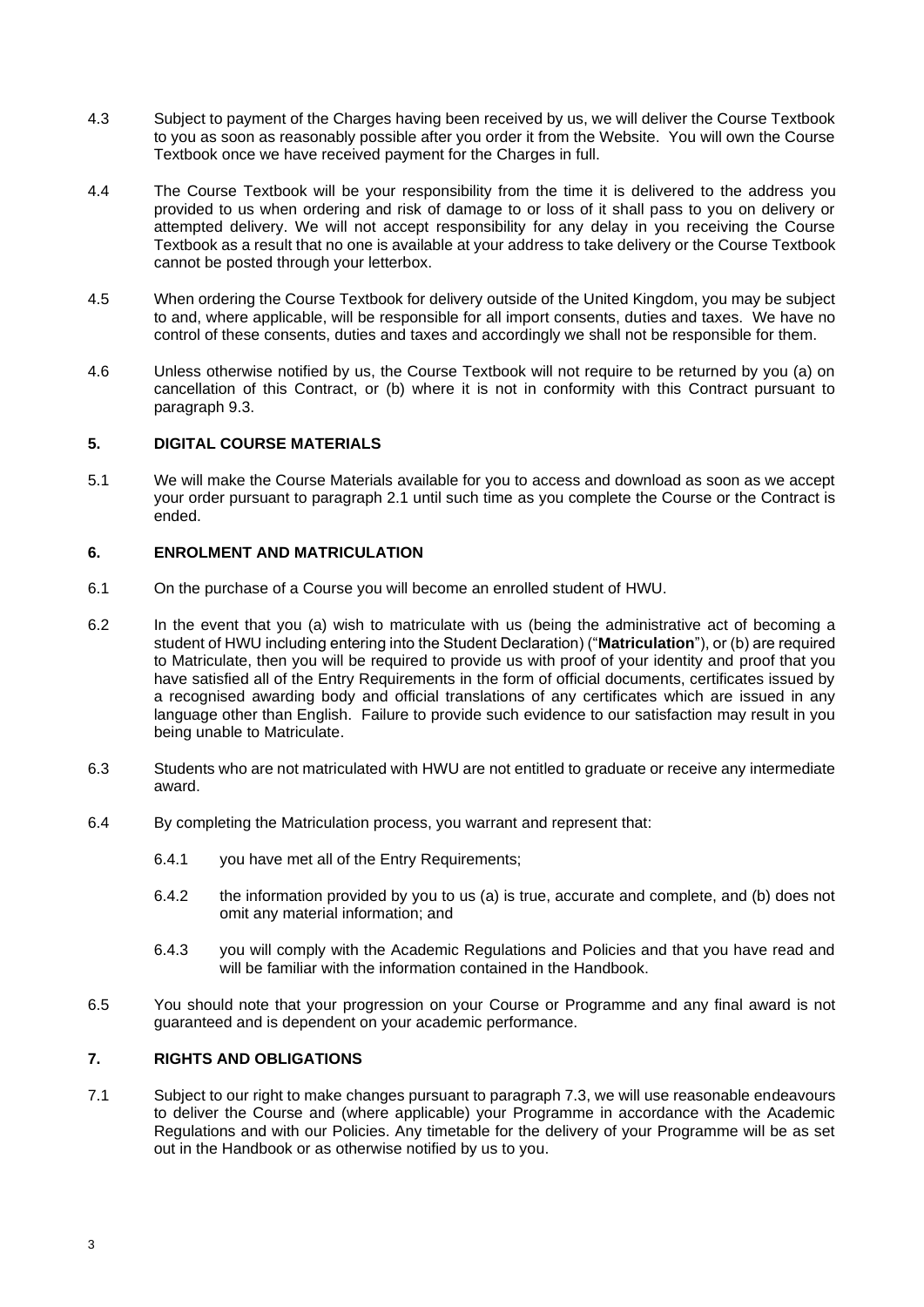4.3 Subject to payment of the Charges having been received by us, we will deliver the Course Textbook to you as soon as reasonably possible after you order it from the Website. You will own the Course Textbook once we have received payment for the Charges in full.

4.4 The Course Textbook will be your responsibility from the time it is delivered to the address you provided to us when ordering and risk of damage to or loss of it shall pass to you on delivery or attempted delivery. We will not accept responsibility for any delay in you receiving the Course Textbook as a result that no one is available at your address to take delivery or the Course Textbook cannot be posted through your letterbox.

4.5 When ordering the Course Textbook for delivery outside of the United Kingdom, you may be subject to and, where applicable, will be responsible for all import consents, duties and taxes. We have no control of these consents, duties and taxes and accordingly we shall not be responsible for them.

4.6 Unless otherwise notified by us, the Course Textbook will not require to be returned by you (a) on cancellation of this Contract, or (b) where it is not in conformity with this Contract pursuant to paragraph 9.3.

## 5. DIGITAL COURSE MATERIALS

5.1 We will make the Course Materials available for you to access and download as soon as we accept your order pursuant to paragraph 2.1 until such time as you complete the Course or the Contract is ended.

## 6. ENROLMENT AND MATRICULATION

6.1 On the purchase of a Course you will become an enrolled student of HWU.

6.2 In the event that you (a) wish to matriculate with us (being the administrative act of becoming a student of HWU including entering into the Student Declaration) ("**Matriculation**"), or (b) are required to Matriculate, then you will be required to provide us with proof of your identity and proof that you have satisfied all of the Entry Requirements in the form of official documents, certificates issued by a recognised awarding body and official translations of any certificates which are issued in any language other than English. Failure to provide such evidence to our satisfaction may result in you being unable to Matriculate.

6.3 Students who are not matriculated with HWU are not entitled to graduate or receive any intermediate award.

6.4 By completing the Matriculation process, you warrant and represent that:

6.4.1 you have met all of the Entry Requirements;

6.4.2 the information provided by you to us (a) is true, accurate and complete, and (b) does not omit any material information; and

6.4.3 you will comply with the Academic Regulations and Policies and that you have read and will be familiar with the information contained in the Handbook.

6.5 You should note that your progression on your Course or Programme and any final award is not guaranteed and is dependent on your academic performance.

## 7. RIGHTS AND OBLIGATIONS

7.1 Subject to our right to make changes pursuant to paragraph 7.3, we will use reasonable endeavours to deliver the Course and (where applicable) your Programme in accordance with the Academic Regulations and with our Policies. Any timetable for the delivery of your Programme will be as set out in the Handbook or as otherwise notified by us to you.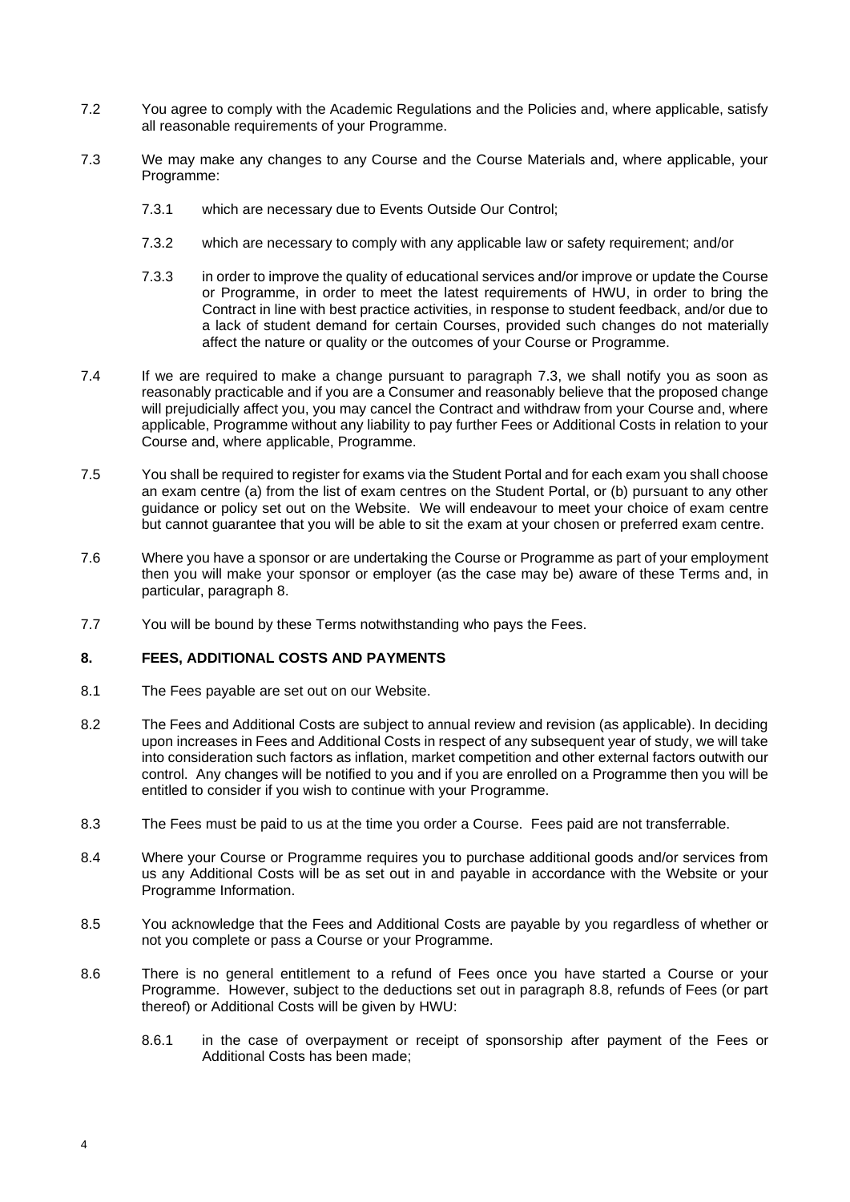7.2 You agree to comply with the Academic Regulations and the Policies and, where applicable, satisfy all reasonable requirements of your Programme.

7.3 We may make any changes to any Course and the Course Materials and, where applicable, your Programme:

7.3.1 which are necessary due to Events Outside Our Control;

7.3.2 which are necessary to comply with any applicable law or safety requirement; and/or

7.3.3 in order to improve the quality of educational services and/or improve or update the Course or Programme, in order to meet the latest requirements of HWU, in order to bring the Contract in line with best practice activities, in response to student feedback, and/or due to a lack of student demand for certain Courses, provided such changes do not materially affect the nature or quality or the outcomes of your Course or Programme.

7.4 If we are required to make a change pursuant to paragraph 7.3, we shall notify you as soon as reasonably practicable and if you are a Consumer and reasonably believe that the proposed change will prejudicially affect you, you may cancel the Contract and withdraw from your Course and, where applicable, Programme without any liability to pay further Fees or Additional Costs in relation to your Course and, where applicable, Programme.

7.5 You shall be required to register for exams via the Student Portal and for each exam you shall choose an exam centre (a) from the list of exam centres on the Student Portal, or (b) pursuant to any other guidance or policy set out on the Website. We will endeavour to meet your choice of exam centre but cannot guarantee that you will be able to sit the exam at your chosen or preferred exam centre.

7.6 Where you have a sponsor or are undertaking the Course or Programme as part of your employment then you will make your sponsor or employer (as the case may be) aware of these Terms and, in particular, paragraph 8.

7.7 You will be bound by these Terms notwithstanding who pays the Fees.

## 8. FEES, ADDITIONAL COSTS AND PAYMENTS

8.1 The Fees payable are set out on our Website.

8.2 The Fees and Additional Costs are subject to annual review and revision (as applicable). In deciding upon increases in Fees and Additional Costs in respect of any subsequent year of study, we will take into consideration such factors as inflation, market competition and other external factors outwith our control. Any changes will be notified to you and if you are enrolled on a Programme then you will be entitled to consider if you wish to continue with your Programme.

8.3 The Fees must be paid to us at the time you order a Course. Fees paid are not transferrable.

8.4 Where your Course or Programme requires you to purchase additional goods and/or services from us any Additional Costs will be as set out in and payable in accordance with the Website or your Programme Information.

8.5 You acknowledge that the Fees and Additional Costs are payable by you regardless of whether or not you complete or pass a Course or your Programme.

8.6 There is no general entitlement to a refund of Fees once you have started a Course or your Programme. However, subject to the deductions set out in paragraph 8.8, refunds of Fees (or part thereof) or Additional Costs will be given by HWU:

8.6.1 in the case of overpayment or receipt of sponsorship after payment of the Fees or Additional Costs has been made;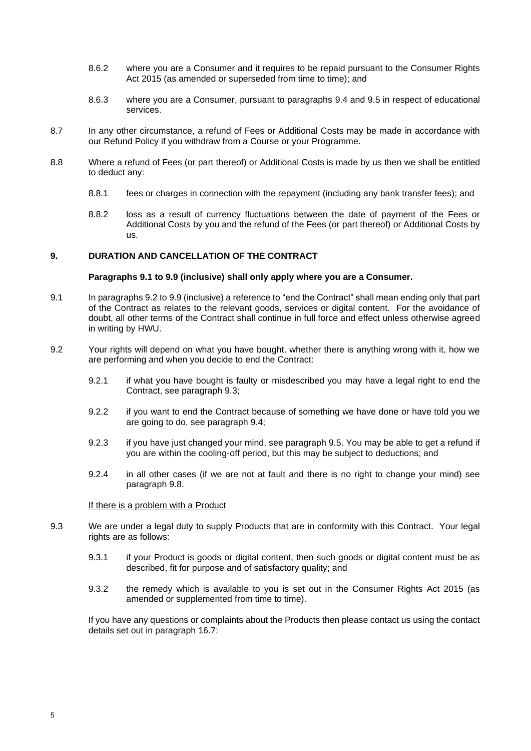8.6.2 where you are a Consumer and it requires to be repaid pursuant to the Consumer Rights Act 2015 (as amended or superseded from time to time); and

8.6.3 where you are a Consumer, pursuant to paragraphs 9.4 and 9.5 in respect of educational services.

8.7 In any other circumstance, a refund of Fees or Additional Costs may be made in accordance with our Refund Policy if you withdraw from a Course or your Programme.

8.8 Where a refund of Fees (or part thereof) or Additional Costs is made by us then we shall be entitled to deduct any:

8.8.1 fees or charges in connection with the repayment (including any bank transfer fees); and

8.8.2 loss as a result of currency fluctuations between the date of payment of the Fees or Additional Costs by you and the refund of the Fees (or part thereof) or Additional Costs by us.

## 9. DURATION AND CANCELLATION OF THE CONTRACT

**Paragraphs 9.1 to 9.9 (inclusive) shall only apply where you are a Consumer.**

9.1 In paragraphs 9.2 to 9.9 (inclusive) a reference to "end the Contract" shall mean ending only that part of the Contract as relates to the relevant goods, services or digital content. For the avoidance of doubt, all other terms of the Contract shall continue in full force and effect unless otherwise agreed in writing by HWU.

9.2 Your rights will depend on what you have bought, whether there is anything wrong with it, how we are performing and when you decide to end the Contract:

9.2.1 if what you have bought is faulty or misdescribed you may have a legal right to end the Contract, see paragraph 9.3;

9.2.2 if you want to end the Contract because of something we have done or have told you we are going to do, see paragraph 9.4;

9.2.3 if you have just changed your mind, see paragraph 9.5. You may be able to get a refund if you are within the cooling-off period, but this may be subject to deductions; and

9.2.4 in all other cases (if we are not at fault and there is no right to change your mind) see paragraph 9.8.

<u>If there is a problem with a Product</u>

9.3 We are under a legal duty to supply Products that are in conformity with this Contract. Your legal rights are as follows:

9.3.1 if your Product is goods or digital content, then such goods or digital content must be as described, fit for purpose and of satisfactory quality; and

9.3.2 the remedy which is available to you is set out in the Consumer Rights Act 2015 (as amended or supplemented from time to time).

If you have any questions or complaints about the Products then please contact us using the contact details set out in paragraph 16.7: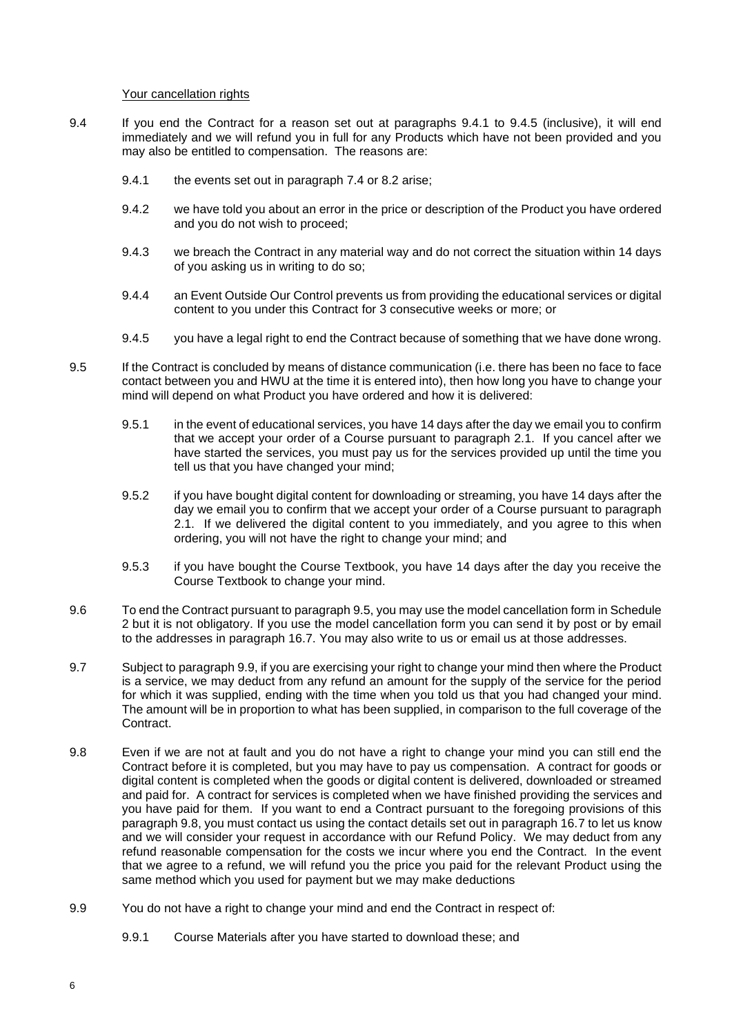Your cancellation rights

9.4 If you end the Contract for a reason set out at paragraphs 9.4.1 to 9.4.5 (inclusive), it will end immediately and we will refund you in full for any Products which have not been provided and you may also be entitled to compensation. The reasons are:

9.4.1 the events set out in paragraph 7.4 or 8.2 arise;

9.4.2 we have told you about an error in the price or description of the Product you have ordered and you do not wish to proceed;

9.4.3 we breach the Contract in any material way and do not correct the situation within 14 days of you asking us in writing to do so;

9.4.4 an Event Outside Our Control prevents us from providing the educational services or digital content to you under this Contract for 3 consecutive weeks or more; or

9.4.5 you have a legal right to end the Contract because of something that we have done wrong.

9.5 If the Contract is concluded by means of distance communication (i.e. there has been no face to face contact between you and HWU at the time it is entered into), then how long you have to change your mind will depend on what Product you have ordered and how it is delivered:

9.5.1 in the event of educational services, you have 14 days after the day we email you to confirm that we accept your order of a Course pursuant to paragraph 2.1. If you cancel after we have started the services, you must pay us for the services provided up until the time you tell us that you have changed your mind;

9.5.2 if you have bought digital content for downloading or streaming, you have 14 days after the day we email you to confirm that we accept your order of a Course pursuant to paragraph 2.1. If we delivered the digital content to you immediately, and you agree to this when ordering, you will not have the right to change your mind; and

9.5.3 if you have bought the Course Textbook, you have 14 days after the day you receive the Course Textbook to change your mind.

9.6 To end the Contract pursuant to paragraph 9.5, you may use the model cancellation form in Schedule 2 but it is not obligatory. If you use the model cancellation form you can send it by post or by email to the addresses in paragraph 16.7. You may also write to us or email us at those addresses.

9.7 Subject to paragraph 9.9, if you are exercising your right to change your mind then where the Product is a service, we may deduct from any refund an amount for the supply of the service for the period for which it was supplied, ending with the time when you told us that you had changed your mind. The amount will be in proportion to what has been supplied, in comparison to the full coverage of the Contract.

9.8 Even if we are not at fault and you do not have a right to change your mind you can still end the Contract before it is completed, but you may have to pay us compensation. A contract for goods or digital content is completed when the goods or digital content is delivered, downloaded or streamed and paid for. A contract for services is completed when we have finished providing the services and you have paid for them. If you want to end a Contract pursuant to the foregoing provisions of this paragraph 9.8, you must contact us using the contact details set out in paragraph 16.7 to let us know and we will consider your request in accordance with our Refund Policy. We may deduct from any refund reasonable compensation for the costs we incur where you end the Contract. In the event that we agree to a refund, we will refund you the price you paid for the relevant Product using the same method which you used for payment but we may make deductions

9.9 You do not have a right to change your mind and end the Contract in respect of:

9.9.1 Course Materials after you have started to download these; and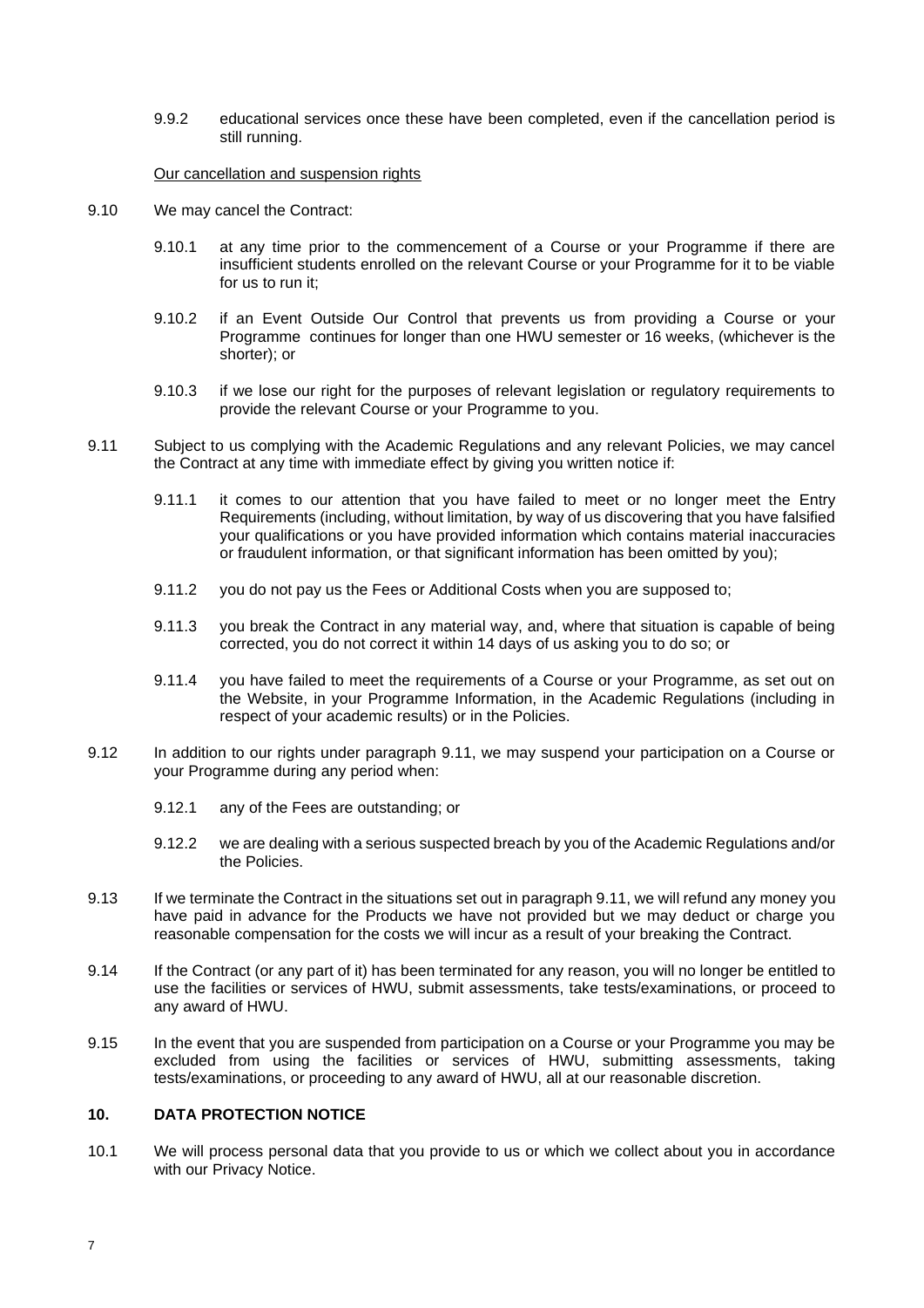9.9.2 educational services once these have been completed, even if the cancellation period is still running.

Our cancellation and suspension rights

9.10 We may cancel the Contract:

9.10.1 at any time prior to the commencement of a Course or your Programme if there are insufficient students enrolled on the relevant Course or your Programme for it to be viable for us to run it;

9.10.2 if an Event Outside Our Control that prevents us from providing a Course or your Programme continues for longer than one HWU semester or 16 weeks, (whichever is the shorter); or

9.10.3 if we lose our right for the purposes of relevant legislation or regulatory requirements to provide the relevant Course or your Programme to you.

9.11 Subject to us complying with the Academic Regulations and any relevant Policies, we may cancel the Contract at any time with immediate effect by giving you written notice if:

9.11.1 it comes to our attention that you have failed to meet or no longer meet the Entry Requirements (including, without limitation, by way of us discovering that you have falsified your qualifications or you have provided information which contains material inaccuracies or fraudulent information, or that significant information has been omitted by you);

9.11.2 you do not pay us the Fees or Additional Costs when you are supposed to;

9.11.3 you break the Contract in any material way, and, where that situation is capable of being corrected, you do not correct it within 14 days of us asking you to do so; or

9.11.4 you have failed to meet the requirements of a Course or your Programme, as set out on the Website, in your Programme Information, in the Academic Regulations (including in respect of your academic results) or in the Policies.

9.12 In addition to our rights under paragraph 9.11, we may suspend your participation on a Course or your Programme during any period when:

9.12.1 any of the Fees are outstanding; or

9.12.2 we are dealing with a serious suspected breach by you of the Academic Regulations and/or the Policies.

9.13 If we terminate the Contract in the situations set out in paragraph 9.11, we will refund any money you have paid in advance for the Products we have not provided but we may deduct or charge you reasonable compensation for the costs we will incur as a result of your breaking the Contract.

9.14 If the Contract (or any part of it) has been terminated for any reason, you will no longer be entitled to use the facilities or services of HWU, submit assessments, take tests/examinations, or proceed to any award of HWU.

9.15 In the event that you are suspended from participation on a Course or your Programme you may be excluded from using the facilities or services of HWU, submitting assessments, taking tests/examinations, or proceeding to any award of HWU, all at our reasonable discretion.

## 10. DATA PROTECTION NOTICE

10.1 We will process personal data that you provide to us or which we collect about you in accordance with our Privacy Notice.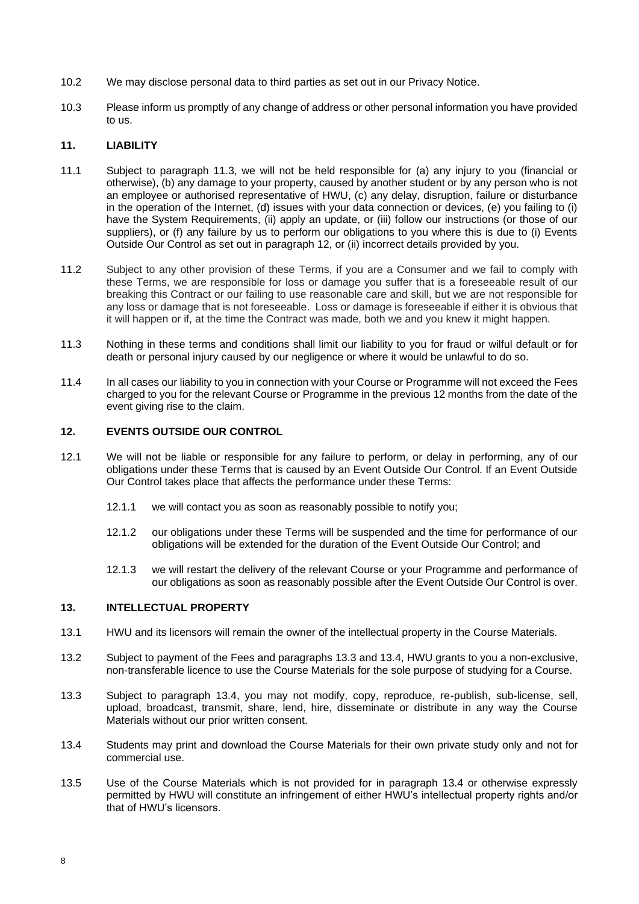10.2 We may disclose personal data to third parties as set out in our Privacy Notice.

10.3 Please inform us promptly of any change of address or other personal information you have provided to us.

## 11. LIABILITY

11.1 Subject to paragraph 11.3, we will not be held responsible for (a) any injury to you (financial or otherwise), (b) any damage to your property, caused by another student or by any person who is not an employee or authorised representative of HWU, (c) any delay, disruption, failure or disturbance in the operation of the Internet, (d) issues with your data connection or devices, (e) you failing to (i) have the System Requirements, (ii) apply an update, or (iii) follow our instructions (or those of our suppliers), or (f) any failure by us to perform our obligations to you where this is due to (i) Events Outside Our Control as set out in paragraph 12, or (ii) incorrect details provided by you.

11.2 Subject to any other provision of these Terms, if you are a Consumer and we fail to comply with these Terms, we are responsible for loss or damage you suffer that is a foreseeable result of our breaking this Contract or our failing to use reasonable care and skill, but we are not responsible for any loss or damage that is not foreseeable. Loss or damage is foreseeable if either it is obvious that it will happen or if, at the time the Contract was made, both we and you knew it might happen.

11.3 Nothing in these terms and conditions shall limit our liability to you for fraud or wilful default or for death or personal injury caused by our negligence or where it would be unlawful to do so.

11.4 In all cases our liability to you in connection with your Course or Programme will not exceed the Fees charged to you for the relevant Course or Programme in the previous 12 months from the date of the event giving rise to the claim.

## 12. EVENTS OUTSIDE OUR CONTROL

12.1 We will not be liable or responsible for any failure to perform, or delay in performing, any of our obligations under these Terms that is caused by an Event Outside Our Control. If an Event Outside Our Control takes place that affects the performance under these Terms:

12.1.1 we will contact you as soon as reasonably possible to notify you;

12.1.2 our obligations under these Terms will be suspended and the time for performance of our obligations will be extended for the duration of the Event Outside Our Control; and

12.1.3 we will restart the delivery of the relevant Course or your Programme and performance of our obligations as soon as reasonably possible after the Event Outside Our Control is over.

## 13. INTELLECTUAL PROPERTY

13.1 HWU and its licensors will remain the owner of the intellectual property in the Course Materials.

13.2 Subject to payment of the Fees and paragraphs 13.3 and 13.4, HWU grants to you a non-exclusive, non-transferable licence to use the Course Materials for the sole purpose of studying for a Course.

13.3 Subject to paragraph 13.4, you may not modify, copy, reproduce, re-publish, sub-license, sell, upload, broadcast, transmit, share, lend, hire, disseminate or distribute in any way the Course Materials without our prior written consent.

13.4 Students may print and download the Course Materials for their own private study only and not for commercial use.

13.5 Use of the Course Materials which is not provided for in paragraph 13.4 or otherwise expressly permitted by HWU will constitute an infringement of either HWU's intellectual property rights and/or that of HWU's licensors.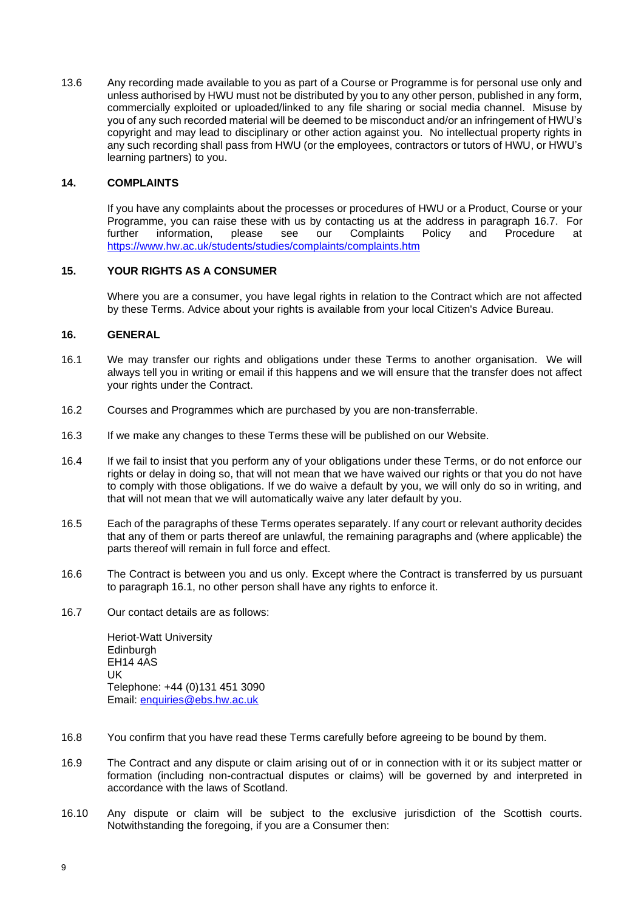13.6 Any recording made available to you as part of a Course or Programme is for personal use only and unless authorised by HWU must not be distributed by you to any other person, published in any form, commercially exploited or uploaded/linked to any file sharing or social media channel. Misuse by you of any such recorded material will be deemed to be misconduct and/or an infringement of HWU's copyright and may lead to disciplinary or other action against you. No intellectual property rights in any such recording shall pass from HWU (or the employees, contractors or tutors of HWU, or HWU's learning partners) to you.

## 14. COMPLAINTS

If you have any complaints about the processes or procedures of HWU or a Product, Course or your Programme, you can raise these with us by contacting us at the address in paragraph 16.7. For further information, please see our Complaints Policy and Procedure at https://www.hw.ac.uk/students/studies/complaints/complaints.htm

## 15. YOUR RIGHTS AS A CONSUMER

Where you are a consumer, you have legal rights in relation to the Contract which are not affected by these Terms. Advice about your rights is available from your local Citizen's Advice Bureau.

## 16. GENERAL

16.1 We may transfer our rights and obligations under these Terms to another organisation. We will always tell you in writing or email if this happens and we will ensure that the transfer does not affect your rights under the Contract.

16.2 Courses and Programmes which are purchased by you are non-transferrable.

16.3 If we make any changes to these Terms these will be published on our Website.

16.4 If we fail to insist that you perform any of your obligations under these Terms, or do not enforce our rights or delay in doing so, that will not mean that we have waived our rights or that you do not have to comply with those obligations. If we do waive a default by you, we will only do so in writing, and that will not mean that we will automatically waive any later default by you.

16.5 Each of the paragraphs of these Terms operates separately. If any court or relevant authority decides that any of them or parts thereof are unlawful, the remaining paragraphs and (where applicable) the parts thereof will remain in full force and effect.

16.6 The Contract is between you and us only. Except where the Contract is transferred by us pursuant to paragraph 16.1, no other person shall have any rights to enforce it.

16.7 Our contact details are as follows:

Heriot-Watt University
Edinburgh
EH14 4AS
UK
Telephone: +44 (0)131 451 3090
Email: enquiries@ebs.hw.ac.uk

16.8 You confirm that you have read these Terms carefully before agreeing to be bound by them.

16.9 The Contract and any dispute or claim arising out of or in connection with it or its subject matter or formation (including non-contractual disputes or claims) will be governed by and interpreted in accordance with the laws of Scotland.

16.10 Any dispute or claim will be subject to the exclusive jurisdiction of the Scottish courts. Notwithstanding the foregoing, if you are a Consumer then: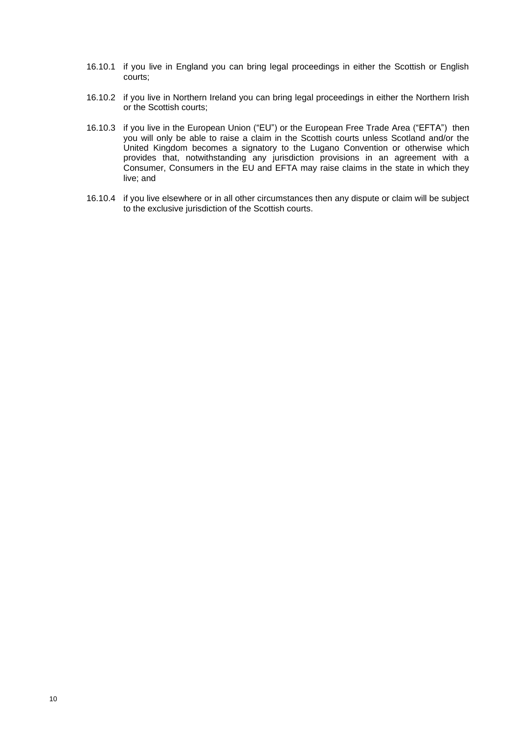16.10.1 if you live in England you can bring legal proceedings in either the Scottish or English courts;

16.10.2 if you live in Northern Ireland you can bring legal proceedings in either the Northern Irish or the Scottish courts;

16.10.3 if you live in the European Union ("EU") or the European Free Trade Area ("EFTA") then you will only be able to raise a claim in the Scottish courts unless Scotland and/or the United Kingdom becomes a signatory to the Lugano Convention or otherwise which provides that, notwithstanding any jurisdiction provisions in an agreement with a Consumer, Consumers in the EU and EFTA may raise claims in the state in which they live; and

16.10.4 if you live elsewhere or in all other circumstances then any dispute or claim will be subject to the exclusive jurisdiction of the Scottish courts.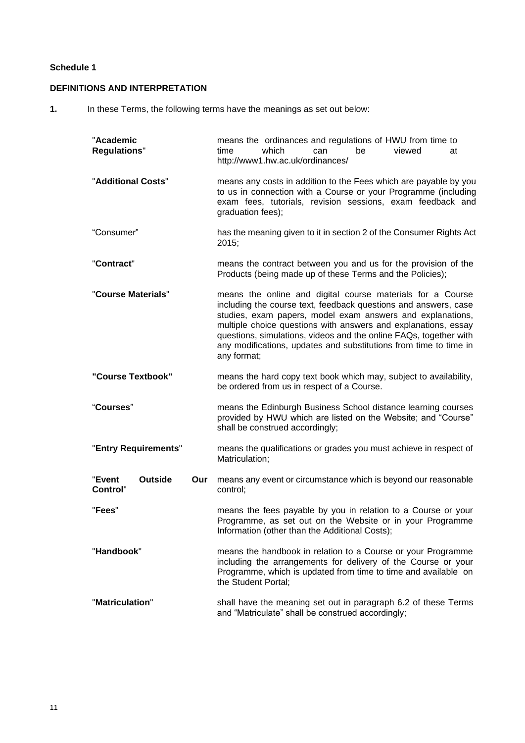**Schedule 1**

**DEFINITIONS AND INTERPRETATION**

**1.** In these Terms, the following terms have the meanings as set out below:

| | |
|---|---|
| "**Academic Regulations**" | means the ordinances and regulations of HWU from time to time which can be viewed at http://www1.hw.ac.uk/ordinances/ |
| "**Additional Costs**" | means any costs in addition to the Fees which are payable by you to us in connection with a Course or your Programme (including exam fees, tutorials, revision sessions, exam feedback and graduation fees); |
| "Consumer" | has the meaning given to it in section 2 of the Consumer Rights Act 2015; |
| "**Contract**" | means the contract between you and us for the provision of the Products (being made up of these Terms and the Policies); |
| "**Course Materials**" | means the online and digital course materials for a Course including the course text, feedback questions and answers, case studies, exam papers, model exam answers and explanations, multiple choice questions with answers and explanations, essay questions, simulations, videos and the online FAQs, together with any modifications, updates and substitutions from time to time in any format; |
| **"Course Textbook"** | means the hard copy text book which may, subject to availability, be ordered from us in respect of a Course. |
| "**Courses**" | means the Edinburgh Business School distance learning courses provided by HWU which are listed on the Website; and "Course" shall be construed accordingly; |
| "**Entry Requirements**" | means the qualifications or grades you must achieve in respect of Matriculation; |
| "**Event Outside Our Control**" | means any event or circumstance which is beyond our reasonable control; |
| "**Fees**" | means the fees payable by you in relation to a Course or your Programme, as set out on the Website or in your Programme Information (other than the Additional Costs); |
| "**Handbook**" | means the handbook in relation to a Course or your Programme including the arrangements for delivery of the Course or your Programme, which is updated from time to time and available on the Student Portal; |
| "**Matriculation**" | shall have the meaning set out in paragraph 6.2 of these Terms and "Matriculate" shall be construed accordingly; |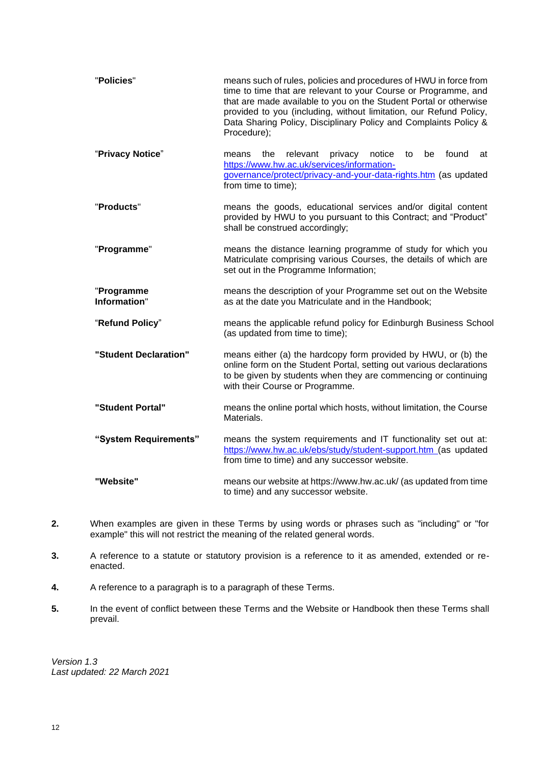| | |
|---|---|
| "**Policies**" | means such of rules, policies and procedures of HWU in force from time to time that are relevant to your Course or Programme, and that are made available to you on the Student Portal or otherwise provided to you (including, without limitation, our Refund Policy, Data Sharing Policy, Disciplinary Policy and Complaints Policy & Procedure); |
| "**Privacy Notice**" | means the relevant privacy notice to be found at https://www.hw.ac.uk/services/information-governance/protect/privacy-and-your-data-rights.htm (as updated from time to time); |
| "**Products**" | means the goods, educational services and/or digital content provided by HWU to you pursuant to this Contract; and "Product" shall be construed accordingly; |
| "**Programme**" | means the distance learning programme of study for which you Matriculate comprising various Courses, the details of which are set out in the Programme Information; |
| "**Programme Information**" | means the description of your Programme set out on the Website as at the date you Matriculate and in the Handbook; |
| "**Refund Policy**" | means the applicable refund policy for Edinburgh Business School (as updated from time to time); |
| **"Student Declaration"** | means either (a) the hardcopy form provided by HWU, or (b) the online form on the Student Portal, setting out various declarations to be given by students when they are commencing or continuing with their Course or Programme. |
| **"Student Portal"** | means the online portal which hosts, without limitation, the Course Materials. |
| **"System Requirements"** | means the system requirements and IT functionality set out at: https://www.hw.ac.uk/ebs/study/student-support.htm (as updated from time to time) and any successor website. |
| **"Website"** | means our website at https://www.hw.ac.uk/ (as updated from time to time) and any successor website. |

**2.** When examples are given in these Terms by using words or phrases such as "including" or "for example" this will not restrict the meaning of the related general words.

**3.** A reference to a statute or statutory provision is a reference to it as amended, extended or re-enacted.

**4.** A reference to a paragraph is to a paragraph of these Terms.

**5.** In the event of conflict between these Terms and the Website or Handbook then these Terms shall prevail.

*Version 1.3*
*Last updated: 22 March 2021*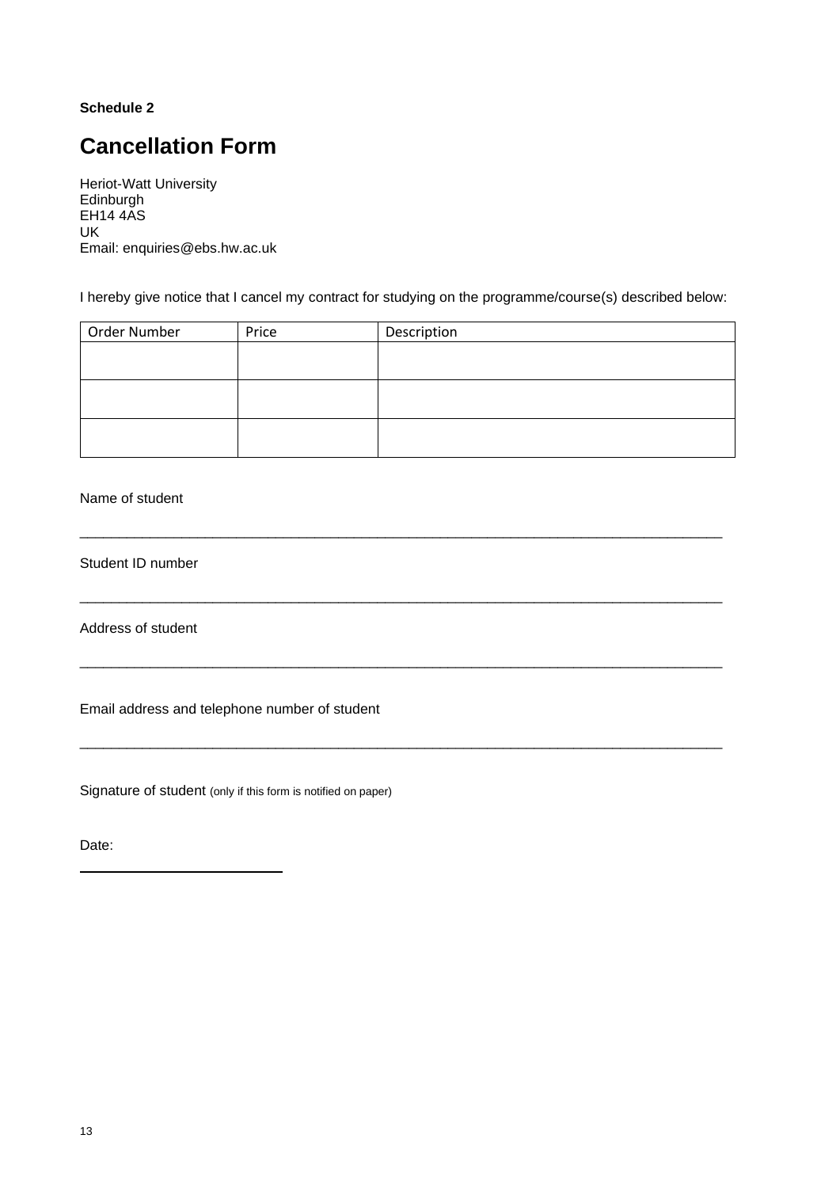**Schedule 2**

# Cancellation Form

Heriot-Watt University
Edinburgh
EH14 4AS
UK
Email: enquiries@ebs.hw.ac.uk

I hereby give notice that I cancel my contract for studying on the programme/course(s) described below:

| Order Number | Price | Description |
|---|---|---|
| | | |
| | | |
| | | |

Name of student

_______________________________________________________________________________

Student ID number

_______________________________________________________________________________

Address of student

_______________________________________________________________________________

Email address and telephone number of student

_______________________________________________________________________________

Signature of student (only if this form is notified on paper)

Date:

_________________________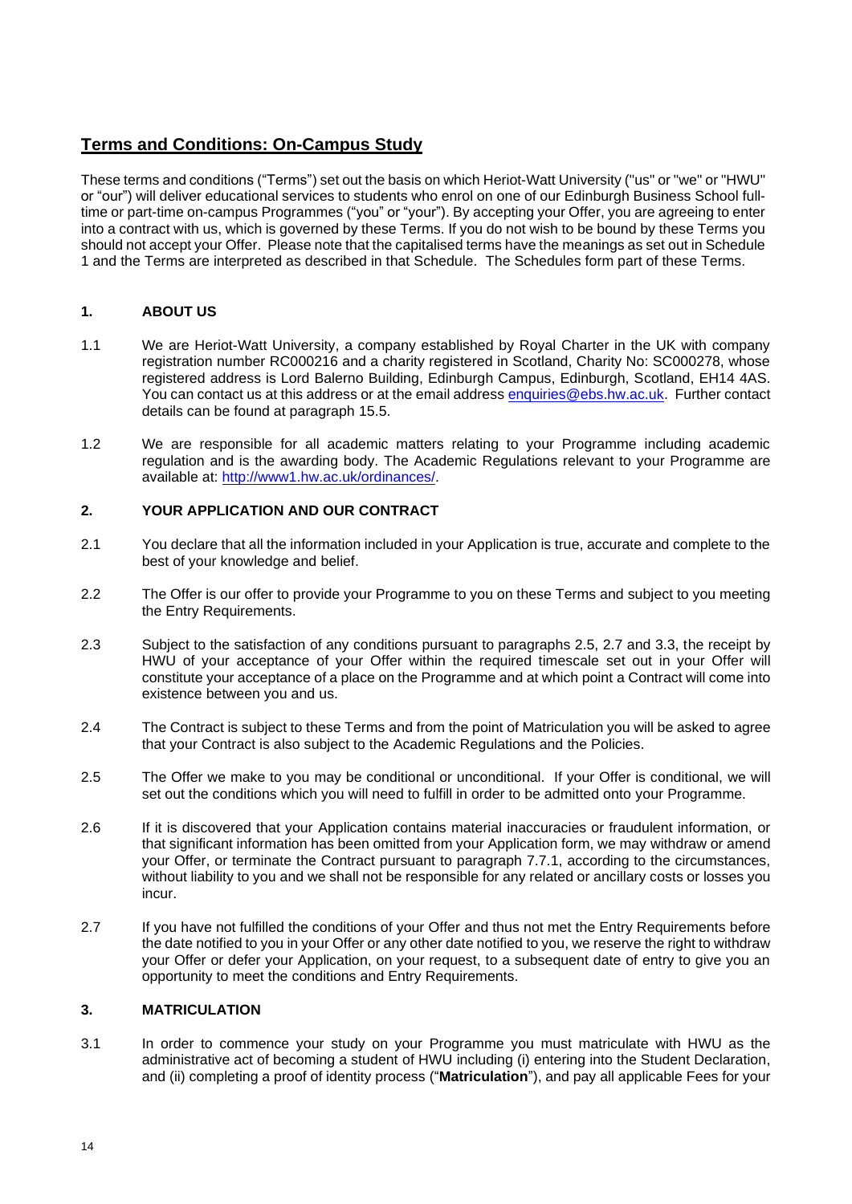## Terms and Conditions: On-Campus Study

These terms and conditions ("Terms") set out the basis on which Heriot-Watt University ("us" or "we" or "HWU" or "our") will deliver educational services to students who enrol on one of our Edinburgh Business School full-time or part-time on-campus Programmes ("you" or "your"). By accepting your Offer, you are agreeing to enter into a contract with us, which is governed by these Terms. If you do not wish to be bound by these Terms you should not accept your Offer. Please note that the capitalised terms have the meanings as set out in Schedule 1 and the Terms are interpreted as described in that Schedule. The Schedules form part of these Terms.

### 1. ABOUT US

1.1 We are Heriot-Watt University, a company established by Royal Charter in the UK with company registration number RC000216 and a charity registered in Scotland, Charity No: SC000278, whose registered address is Lord Balerno Building, Edinburgh Campus, Edinburgh, Scotland, EH14 4AS. You can contact us at this address or at the email address enquiries@ebs.hw.ac.uk. Further contact details can be found at paragraph 15.5.

1.2 We are responsible for all academic matters relating to your Programme including academic regulation and is the awarding body. The Academic Regulations relevant to your Programme are available at: http://www1.hw.ac.uk/ordinances/.

### 2. YOUR APPLICATION AND OUR CONTRACT

2.1 You declare that all the information included in your Application is true, accurate and complete to the best of your knowledge and belief.

2.2 The Offer is our offer to provide your Programme to you on these Terms and subject to you meeting the Entry Requirements.

2.3 Subject to the satisfaction of any conditions pursuant to paragraphs 2.5, 2.7 and 3.3, the receipt by HWU of your acceptance of your Offer within the required timescale set out in your Offer will constitute your acceptance of a place on the Programme and at which point a Contract will come into existence between you and us.

2.4 The Contract is subject to these Terms and from the point of Matriculation you will be asked to agree that your Contract is also subject to the Academic Regulations and the Policies.

2.5 The Offer we make to you may be conditional or unconditional. If your Offer is conditional, we will set out the conditions which you will need to fulfill in order to be admitted onto your Programme.

2.6 If it is discovered that your Application contains material inaccuracies or fraudulent information, or that significant information has been omitted from your Application form, we may withdraw or amend your Offer, or terminate the Contract pursuant to paragraph 7.7.1, according to the circumstances, without liability to you and we shall not be responsible for any related or ancillary costs or losses you incur.

2.7 If you have not fulfilled the conditions of your Offer and thus not met the Entry Requirements before the date notified to you in your Offer or any other date notified to you, we reserve the right to withdraw your Offer or defer your Application, on your request, to a subsequent date of entry to give you an opportunity to meet the conditions and Entry Requirements.

### 3. MATRICULATION

3.1 In order to commence your study on your Programme you must matriculate with HWU as the administrative act of becoming a student of HWU including (i) entering into the Student Declaration, and (ii) completing a proof of identity process ("**Matriculation**"), and pay all applicable Fees for your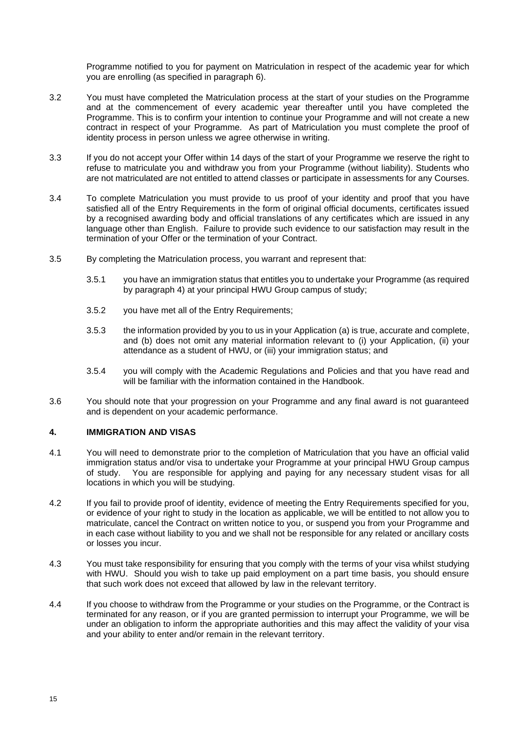Programme notified to you for payment on Matriculation in respect of the academic year for which you are enrolling (as specified in paragraph 6).

3.2 You must have completed the Matriculation process at the start of your studies on the Programme and at the commencement of every academic year thereafter until you have completed the Programme. This is to confirm your intention to continue your Programme and will not create a new contract in respect of your Programme. As part of Matriculation you must complete the proof of identity process in person unless we agree otherwise in writing.

3.3 If you do not accept your Offer within 14 days of the start of your Programme we reserve the right to refuse to matriculate you and withdraw you from your Programme (without liability). Students who are not matriculated are not entitled to attend classes or participate in assessments for any Courses.

3.4 To complete Matriculation you must provide to us proof of your identity and proof that you have satisfied all of the Entry Requirements in the form of original official documents, certificates issued by a recognised awarding body and official translations of any certificates which are issued in any language other than English. Failure to provide such evidence to our satisfaction may result in the termination of your Offer or the termination of your Contract.

3.5 By completing the Matriculation process, you warrant and represent that:

3.5.1 you have an immigration status that entitles you to undertake your Programme (as required by paragraph 4) at your principal HWU Group campus of study;

3.5.2 you have met all of the Entry Requirements;

3.5.3 the information provided by you to us in your Application (a) is true, accurate and complete, and (b) does not omit any material information relevant to (i) your Application, (ii) your attendance as a student of HWU, or (iii) your immigration status; and

3.5.4 you will comply with the Academic Regulations and Policies and that you have read and will be familiar with the information contained in the Handbook.

3.6 You should note that your progression on your Programme and any final award is not guaranteed and is dependent on your academic performance.

## 4. IMMIGRATION AND VISAS

4.1 You will need to demonstrate prior to the completion of Matriculation that you have an official valid immigration status and/or visa to undertake your Programme at your principal HWU Group campus of study. You are responsible for applying and paying for any necessary student visas for all locations in which you will be studying.

4.2 If you fail to provide proof of identity, evidence of meeting the Entry Requirements specified for you, or evidence of your right to study in the location as applicable, we will be entitled to not allow you to matriculate, cancel the Contract on written notice to you, or suspend you from your Programme and in each case without liability to you and we shall not be responsible for any related or ancillary costs or losses you incur.

4.3 You must take responsibility for ensuring that you comply with the terms of your visa whilst studying with HWU. Should you wish to take up paid employment on a part time basis, you should ensure that such work does not exceed that allowed by law in the relevant territory.

4.4 If you choose to withdraw from the Programme or your studies on the Programme, or the Contract is terminated for any reason, or if you are granted permission to interrupt your Programme, we will be under an obligation to inform the appropriate authorities and this may affect the validity of your visa and your ability to enter and/or remain in the relevant territory.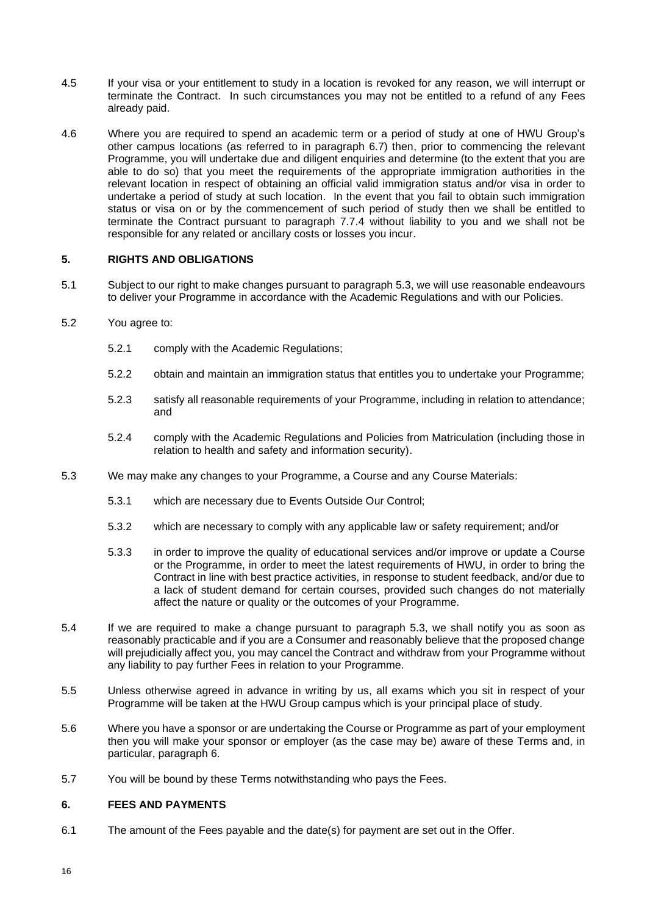4.5 If your visa or your entitlement to study in a location is revoked for any reason, we will interrupt or terminate the Contract. In such circumstances you may not be entitled to a refund of any Fees already paid.

4.6 Where you are required to spend an academic term or a period of study at one of HWU Group's other campus locations (as referred to in paragraph 6.7) then, prior to commencing the relevant Programme, you will undertake due and diligent enquiries and determine (to the extent that you are able to do so) that you meet the requirements of the appropriate immigration authorities in the relevant location in respect of obtaining an official valid immigration status and/or visa in order to undertake a period of study at such location. In the event that you fail to obtain such immigration status or visa on or by the commencement of such period of study then we shall be entitled to terminate the Contract pursuant to paragraph 7.7.4 without liability to you and we shall not be responsible for any related or ancillary costs or losses you incur.

## 5. RIGHTS AND OBLIGATIONS

5.1 Subject to our right to make changes pursuant to paragraph 5.3, we will use reasonable endeavours to deliver your Programme in accordance with the Academic Regulations and with our Policies.

5.2 You agree to:

5.2.1 comply with the Academic Regulations;

5.2.2 obtain and maintain an immigration status that entitles you to undertake your Programme;

5.2.3 satisfy all reasonable requirements of your Programme, including in relation to attendance; and

5.2.4 comply with the Academic Regulations and Policies from Matriculation (including those in relation to health and safety and information security).

5.3 We may make any changes to your Programme, a Course and any Course Materials:

5.3.1 which are necessary due to Events Outside Our Control;

5.3.2 which are necessary to comply with any applicable law or safety requirement; and/or

5.3.3 in order to improve the quality of educational services and/or improve or update a Course or the Programme, in order to meet the latest requirements of HWU, in order to bring the Contract in line with best practice activities, in response to student feedback, and/or due to a lack of student demand for certain courses, provided such changes do not materially affect the nature or quality or the outcomes of your Programme.

5.4 If we are required to make a change pursuant to paragraph 5.3, we shall notify you as soon as reasonably practicable and if you are a Consumer and reasonably believe that the proposed change will prejudicially affect you, you may cancel the Contract and withdraw from your Programme without any liability to pay further Fees in relation to your Programme.

5.5 Unless otherwise agreed in advance in writing by us, all exams which you sit in respect of your Programme will be taken at the HWU Group campus which is your principal place of study.

5.6 Where you have a sponsor or are undertaking the Course or Programme as part of your employment then you will make your sponsor or employer (as the case may be) aware of these Terms and, in particular, paragraph 6.

5.7 You will be bound by these Terms notwithstanding who pays the Fees.

## 6. FEES AND PAYMENTS

6.1 The amount of the Fees payable and the date(s) for payment are set out in the Offer.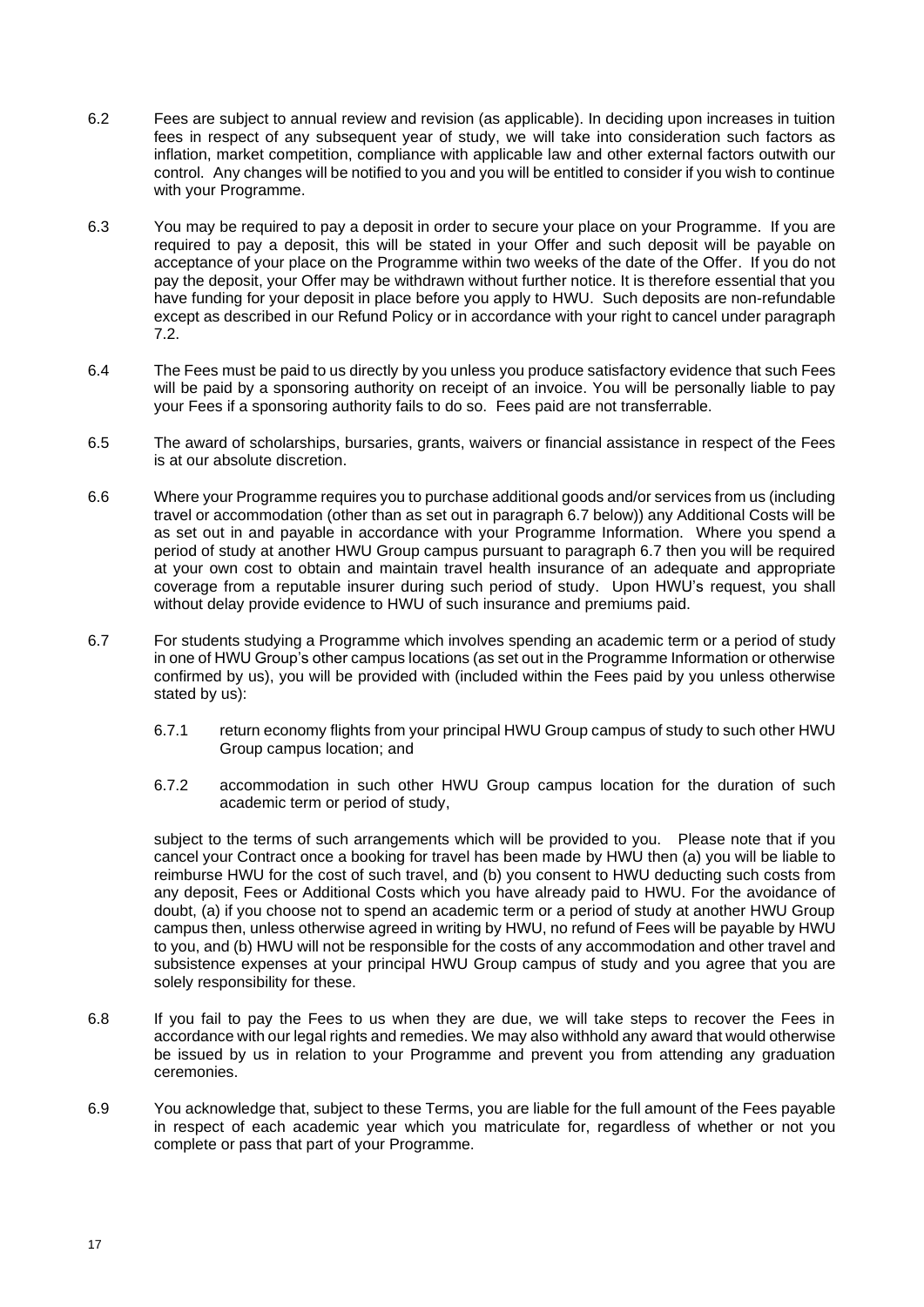6.2 Fees are subject to annual review and revision (as applicable). In deciding upon increases in tuition fees in respect of any subsequent year of study, we will take into consideration such factors as inflation, market competition, compliance with applicable law and other external factors outwith our control. Any changes will be notified to you and you will be entitled to consider if you wish to continue with your Programme.

6.3 You may be required to pay a deposit in order to secure your place on your Programme. If you are required to pay a deposit, this will be stated in your Offer and such deposit will be payable on acceptance of your place on the Programme within two weeks of the date of the Offer. If you do not pay the deposit, your Offer may be withdrawn without further notice. It is therefore essential that you have funding for your deposit in place before you apply to HWU. Such deposits are non-refundable except as described in our Refund Policy or in accordance with your right to cancel under paragraph 7.2.

6.4 The Fees must be paid to us directly by you unless you produce satisfactory evidence that such Fees will be paid by a sponsoring authority on receipt of an invoice. You will be personally liable to pay your Fees if a sponsoring authority fails to do so. Fees paid are not transferrable.

6.5 The award of scholarships, bursaries, grants, waivers or financial assistance in respect of the Fees is at our absolute discretion.

6.6 Where your Programme requires you to purchase additional goods and/or services from us (including travel or accommodation (other than as set out in paragraph 6.7 below)) any Additional Costs will be as set out in and payable in accordance with your Programme Information. Where you spend a period of study at another HWU Group campus pursuant to paragraph 6.7 then you will be required at your own cost to obtain and maintain travel health insurance of an adequate and appropriate coverage from a reputable insurer during such period of study. Upon HWU's request, you shall without delay provide evidence to HWU of such insurance and premiums paid.

6.7 For students studying a Programme which involves spending an academic term or a period of study in one of HWU Group's other campus locations (as set out in the Programme Information or otherwise confirmed by us), you will be provided with (included within the Fees paid by you unless otherwise stated by us):

6.7.1 return economy flights from your principal HWU Group campus of study to such other HWU Group campus location; and

6.7.2 accommodation in such other HWU Group campus location for the duration of such academic term or period of study,

subject to the terms of such arrangements which will be provided to you. Please note that if you cancel your Contract once a booking for travel has been made by HWU then (a) you will be liable to reimburse HWU for the cost of such travel, and (b) you consent to HWU deducting such costs from any deposit, Fees or Additional Costs which you have already paid to HWU. For the avoidance of doubt, (a) if you choose not to spend an academic term or a period of study at another HWU Group campus then, unless otherwise agreed in writing by HWU, no refund of Fees will be payable by HWU to you, and (b) HWU will not be responsible for the costs of any accommodation and other travel and subsistence expenses at your principal HWU Group campus of study and you agree that you are solely responsibility for these.

6.8 If you fail to pay the Fees to us when they are due, we will take steps to recover the Fees in accordance with our legal rights and remedies. We may also withhold any award that would otherwise be issued by us in relation to your Programme and prevent you from attending any graduation ceremonies.

6.9 You acknowledge that, subject to these Terms, you are liable for the full amount of the Fees payable in respect of each academic year which you matriculate for, regardless of whether or not you complete or pass that part of your Programme.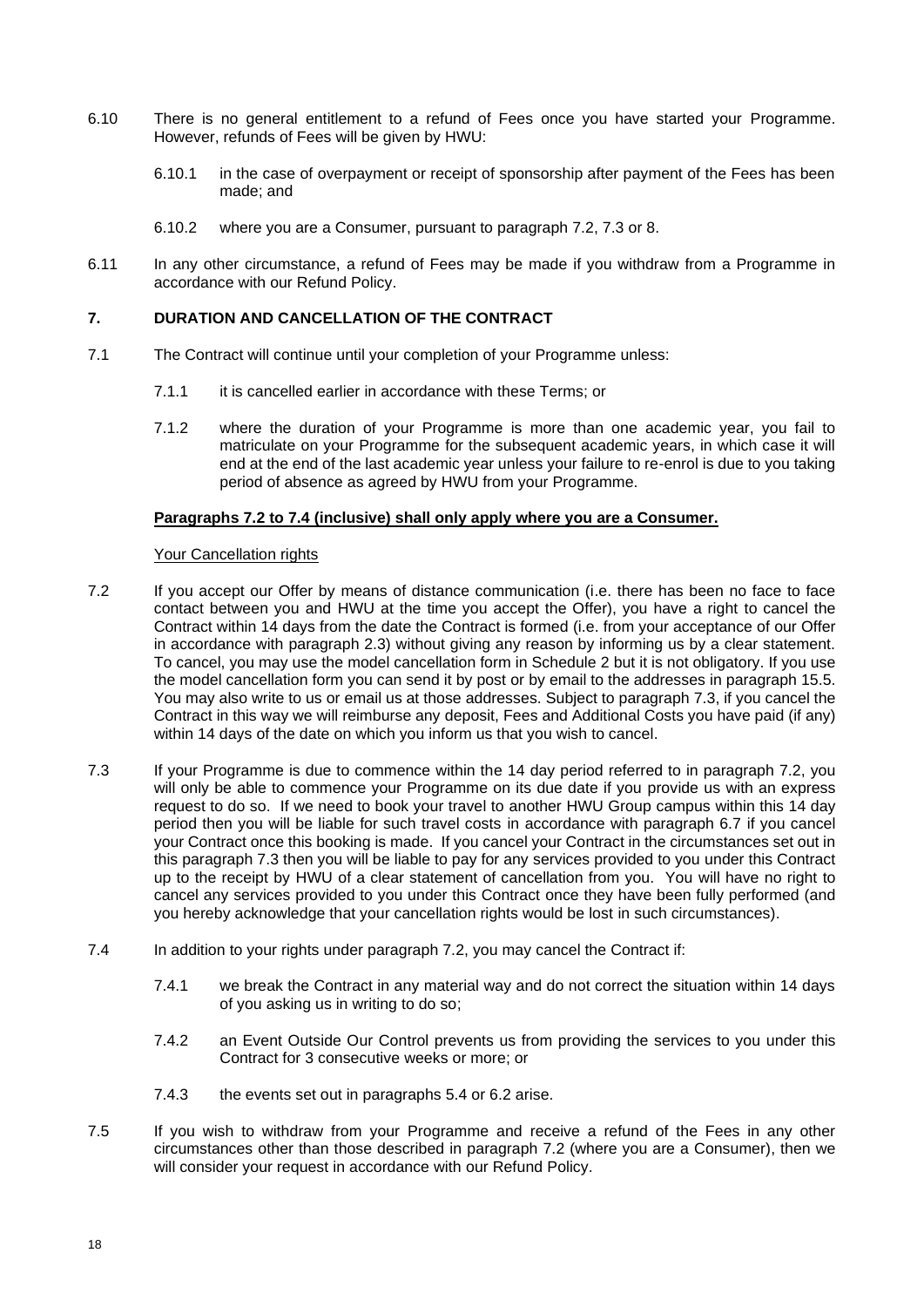6.10 There is no general entitlement to a refund of Fees once you have started your Programme. However, refunds of Fees will be given by HWU:

6.10.1 in the case of overpayment or receipt of sponsorship after payment of the Fees has been made; and

6.10.2 where you are a Consumer, pursuant to paragraph 7.2, 7.3 or 8.

6.11 In any other circumstance, a refund of Fees may be made if you withdraw from a Programme in accordance with our Refund Policy.

## 7. DURATION AND CANCELLATION OF THE CONTRACT

7.1 The Contract will continue until your completion of your Programme unless:

7.1.1 it is cancelled earlier in accordance with these Terms; or

7.1.2 where the duration of your Programme is more than one academic year, you fail to matriculate on your Programme for the subsequent academic years, in which case it will end at the end of the last academic year unless your failure to re-enrol is due to you taking period of absence as agreed by HWU from your Programme.

**Paragraphs 7.2 to 7.4 (inclusive) shall only apply where you are a Consumer.**

Your Cancellation rights

7.2 If you accept our Offer by means of distance communication (i.e. there has been no face to face contact between you and HWU at the time you accept the Offer), you have a right to cancel the Contract within 14 days from the date the Contract is formed (i.e. from your acceptance of our Offer in accordance with paragraph 2.3) without giving any reason by informing us by a clear statement. To cancel, you may use the model cancellation form in Schedule 2 but it is not obligatory. If you use the model cancellation form you can send it by post or by email to the addresses in paragraph 15.5. You may also write to us or email us at those addresses. Subject to paragraph 7.3, if you cancel the Contract in this way we will reimburse any deposit, Fees and Additional Costs you have paid (if any) within 14 days of the date on which you inform us that you wish to cancel.

7.3 If your Programme is due to commence within the 14 day period referred to in paragraph 7.2, you will only be able to commence your Programme on its due date if you provide us with an express request to do so. If we need to book your travel to another HWU Group campus within this 14 day period then you will be liable for such travel costs in accordance with paragraph 6.7 if you cancel your Contract once this booking is made. If you cancel your Contract in the circumstances set out in this paragraph 7.3 then you will be liable to pay for any services provided to you under this Contract up to the receipt by HWU of a clear statement of cancellation from you. You will have no right to cancel any services provided to you under this Contract once they have been fully performed (and you hereby acknowledge that your cancellation rights would be lost in such circumstances).

7.4 In addition to your rights under paragraph 7.2, you may cancel the Contract if:

7.4.1 we break the Contract in any material way and do not correct the situation within 14 days of you asking us in writing to do so;

7.4.2 an Event Outside Our Control prevents us from providing the services to you under this Contract for 3 consecutive weeks or more; or

7.4.3 the events set out in paragraphs 5.4 or 6.2 arise.

7.5 If you wish to withdraw from your Programme and receive a refund of the Fees in any other circumstances other than those described in paragraph 7.2 (where you are a Consumer), then we will consider your request in accordance with our Refund Policy.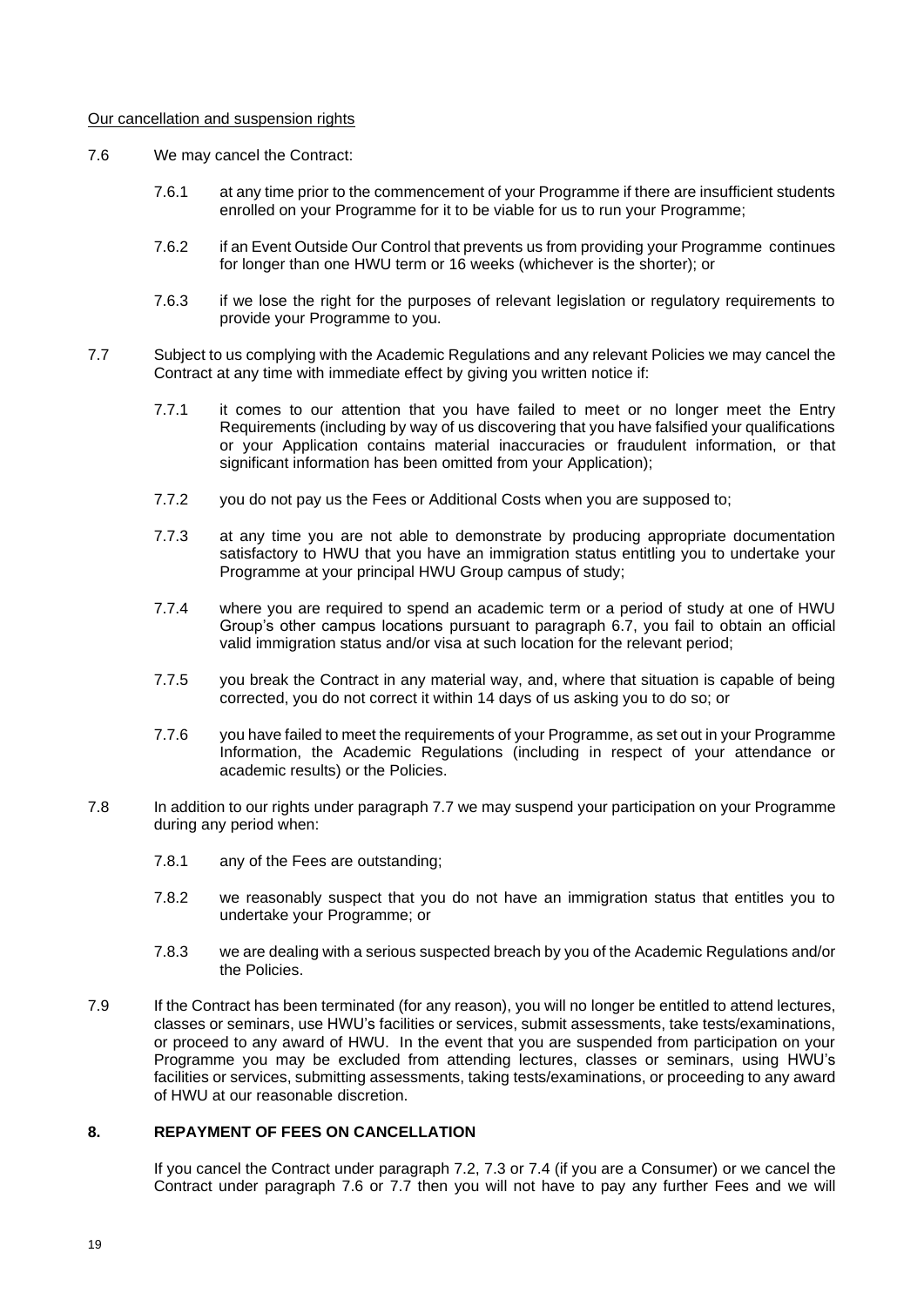Our cancellation and suspension rights

7.6 We may cancel the Contract:

7.6.1 at any time prior to the commencement of your Programme if there are insufficient students enrolled on your Programme for it to be viable for us to run your Programme;

7.6.2 if an Event Outside Our Control that prevents us from providing your Programme continues for longer than one HWU term or 16 weeks (whichever is the shorter); or

7.6.3 if we lose the right for the purposes of relevant legislation or regulatory requirements to provide your Programme to you.

7.7 Subject to us complying with the Academic Regulations and any relevant Policies we may cancel the Contract at any time with immediate effect by giving you written notice if:

7.7.1 it comes to our attention that you have failed to meet or no longer meet the Entry Requirements (including by way of us discovering that you have falsified your qualifications or your Application contains material inaccuracies or fraudulent information, or that significant information has been omitted from your Application);

7.7.2 you do not pay us the Fees or Additional Costs when you are supposed to;

7.7.3 at any time you are not able to demonstrate by producing appropriate documentation satisfactory to HWU that you have an immigration status entitling you to undertake your Programme at your principal HWU Group campus of study;

7.7.4 where you are required to spend an academic term or a period of study at one of HWU Group's other campus locations pursuant to paragraph 6.7, you fail to obtain an official valid immigration status and/or visa at such location for the relevant period;

7.7.5 you break the Contract in any material way, and, where that situation is capable of being corrected, you do not correct it within 14 days of us asking you to do so; or

7.7.6 you have failed to meet the requirements of your Programme, as set out in your Programme Information, the Academic Regulations (including in respect of your attendance or academic results) or the Policies.

7.8 In addition to our rights under paragraph 7.7 we may suspend your participation on your Programme during any period when:

7.8.1 any of the Fees are outstanding;

7.8.2 we reasonably suspect that you do not have an immigration status that entitles you to undertake your Programme; or

7.8.3 we are dealing with a serious suspected breach by you of the Academic Regulations and/or the Policies.

7.9 If the Contract has been terminated (for any reason), you will no longer be entitled to attend lectures, classes or seminars, use HWU's facilities or services, submit assessments, take tests/examinations, or proceed to any award of HWU. In the event that you are suspended from participation on your Programme you may be excluded from attending lectures, classes or seminars, using HWU's facilities or services, submitting assessments, taking tests/examinations, or proceeding to any award of HWU at our reasonable discretion.

## 8. REPAYMENT OF FEES ON CANCELLATION

If you cancel the Contract under paragraph 7.2, 7.3 or 7.4 (if you are a Consumer) or we cancel the Contract under paragraph 7.6 or 7.7 then you will not have to pay any further Fees and we will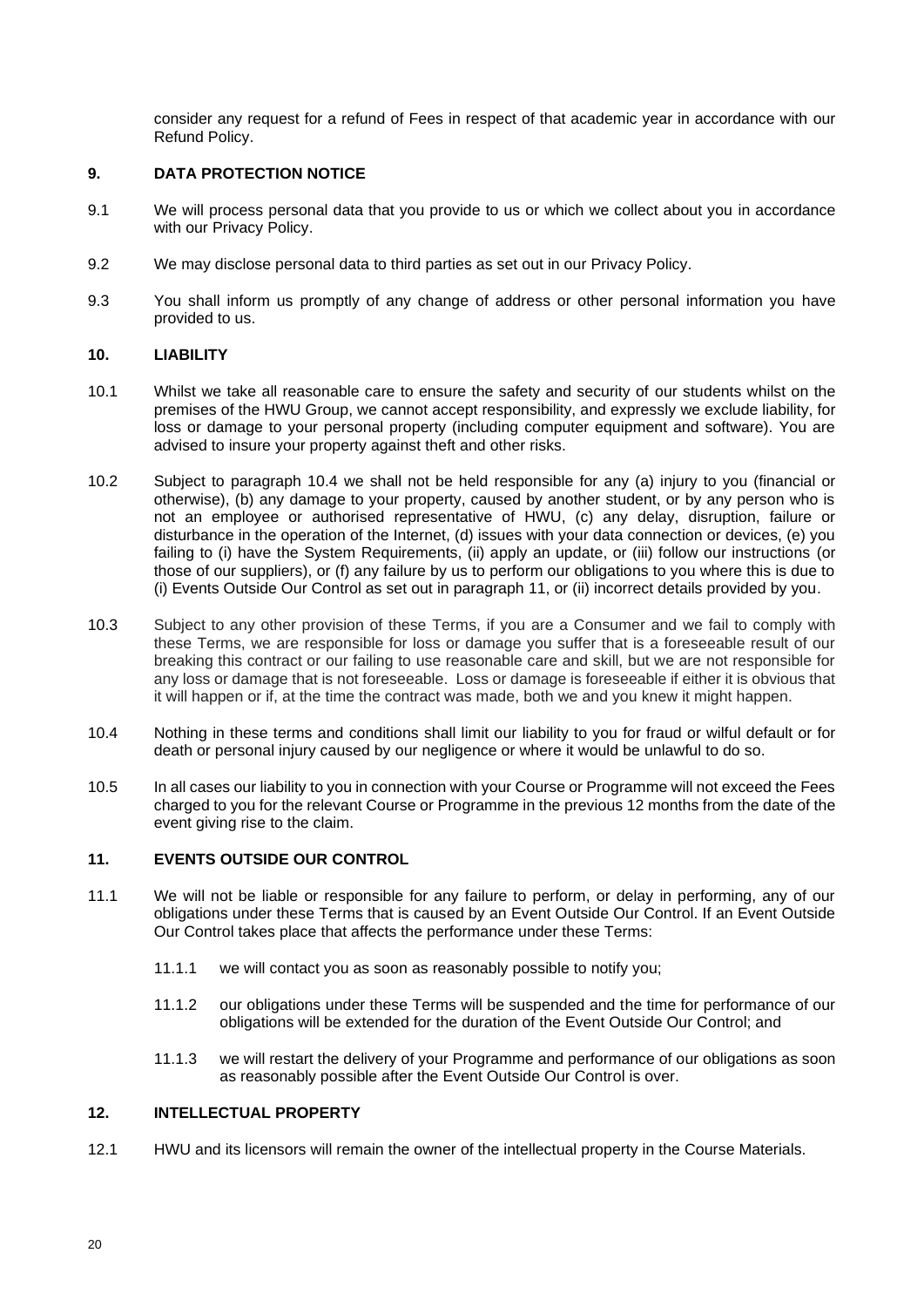consider any request for a refund of Fees in respect of that academic year in accordance with our Refund Policy.

## 9. DATA PROTECTION NOTICE

9.1 We will process personal data that you provide to us or which we collect about you in accordance with our Privacy Policy.

9.2 We may disclose personal data to third parties as set out in our Privacy Policy.

9.3 You shall inform us promptly of any change of address or other personal information you have provided to us.

## 10. LIABILITY

10.1 Whilst we take all reasonable care to ensure the safety and security of our students whilst on the premises of the HWU Group, we cannot accept responsibility, and expressly we exclude liability, for loss or damage to your personal property (including computer equipment and software). You are advised to insure your property against theft and other risks.

10.2 Subject to paragraph 10.4 we shall not be held responsible for any (a) injury to you (financial or otherwise), (b) any damage to your property, caused by another student, or by any person who is not an employee or authorised representative of HWU, (c) any delay, disruption, failure or disturbance in the operation of the Internet, (d) issues with your data connection or devices, (e) you failing to (i) have the System Requirements, (ii) apply an update, or (iii) follow our instructions (or those of our suppliers), or (f) any failure by us to perform our obligations to you where this is due to (i) Events Outside Our Control as set out in paragraph 11, or (ii) incorrect details provided by you.

10.3 Subject to any other provision of these Terms, if you are a Consumer and we fail to comply with these Terms, we are responsible for loss or damage you suffer that is a foreseeable result of our breaking this contract or our failing to use reasonable care and skill, but we are not responsible for any loss or damage that is not foreseeable. Loss or damage is foreseeable if either it is obvious that it will happen or if, at the time the contract was made, both we and you knew it might happen.

10.4 Nothing in these terms and conditions shall limit our liability to you for fraud or wilful default or for death or personal injury caused by our negligence or where it would be unlawful to do so.

10.5 In all cases our liability to you in connection with your Course or Programme will not exceed the Fees charged to you for the relevant Course or Programme in the previous 12 months from the date of the event giving rise to the claim.

## 11. EVENTS OUTSIDE OUR CONTROL

11.1 We will not be liable or responsible for any failure to perform, or delay in performing, any of our obligations under these Terms that is caused by an Event Outside Our Control. If an Event Outside Our Control takes place that affects the performance under these Terms:

- 11.1.1 we will contact you as soon as reasonably possible to notify you;
- 11.1.2 our obligations under these Terms will be suspended and the time for performance of our obligations will be extended for the duration of the Event Outside Our Control; and
- 11.1.3 we will restart the delivery of your Programme and performance of our obligations as soon as reasonably possible after the Event Outside Our Control is over.

## 12. INTELLECTUAL PROPERTY

12.1 HWU and its licensors will remain the owner of the intellectual property in the Course Materials.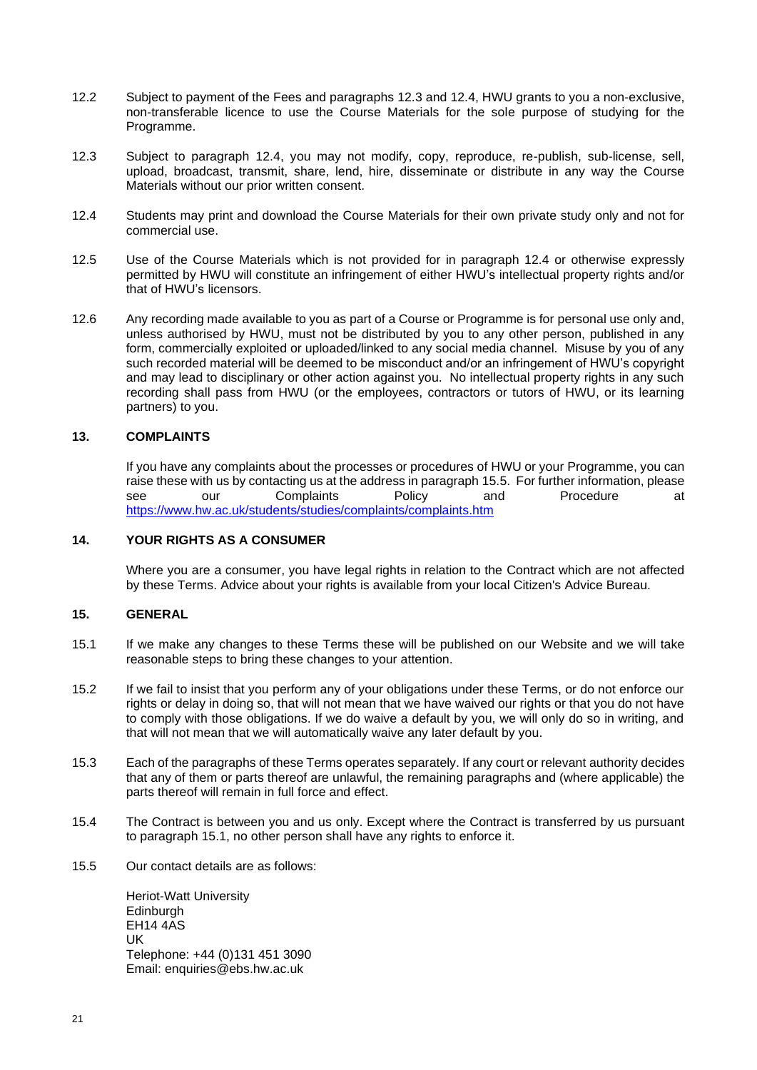12.2 Subject to payment of the Fees and paragraphs 12.3 and 12.4, HWU grants to you a non-exclusive, non-transferable licence to use the Course Materials for the sole purpose of studying for the Programme.

12.3 Subject to paragraph 12.4, you may not modify, copy, reproduce, re-publish, sub-license, sell, upload, broadcast, transmit, share, lend, hire, disseminate or distribute in any way the Course Materials without our prior written consent.

12.4 Students may print and download the Course Materials for their own private study only and not for commercial use.

12.5 Use of the Course Materials which is not provided for in paragraph 12.4 or otherwise expressly permitted by HWU will constitute an infringement of either HWU's intellectual property rights and/or that of HWU's licensors.

12.6 Any recording made available to you as part of a Course or Programme is for personal use only and, unless authorised by HWU, must not be distributed by you to any other person, published in any form, commercially exploited or uploaded/linked to any social media channel. Misuse by you of any such recorded material will be deemed to be misconduct and/or an infringement of HWU's copyright and may lead to disciplinary or other action against you. No intellectual property rights in any such recording shall pass from HWU (or the employees, contractors or tutors of HWU, or its learning partners) to you.

## 13. COMPLAINTS

If you have any complaints about the processes or procedures of HWU or your Programme, you can raise these with us by contacting us at the address in paragraph 15.5. For further information, please see our Complaints Policy and Procedure at https://www.hw.ac.uk/students/studies/complaints/complaints.htm

## 14. YOUR RIGHTS AS A CONSUMER

Where you are a consumer, you have legal rights in relation to the Contract which are not affected by these Terms. Advice about your rights is available from your local Citizen's Advice Bureau.

## 15. GENERAL

15.1 If we make any changes to these Terms these will be published on our Website and we will take reasonable steps to bring these changes to your attention.

15.2 If we fail to insist that you perform any of your obligations under these Terms, or do not enforce our rights or delay in doing so, that will not mean that we have waived our rights or that you do not have to comply with those obligations. If we do waive a default by you, we will only do so in writing, and that will not mean that we will automatically waive any later default by you.

15.3 Each of the paragraphs of these Terms operates separately. If any court or relevant authority decides that any of them or parts thereof are unlawful, the remaining paragraphs and (where applicable) the parts thereof will remain in full force and effect.

15.4 The Contract is between you and us only. Except where the Contract is transferred by us pursuant to paragraph 15.1, no other person shall have any rights to enforce it.

15.5 Our contact details are as follows:

Heriot-Watt University
Edinburgh
EH14 4AS
UK
Telephone: +44 (0)131 451 3090
Email: enquiries@ebs.hw.ac.uk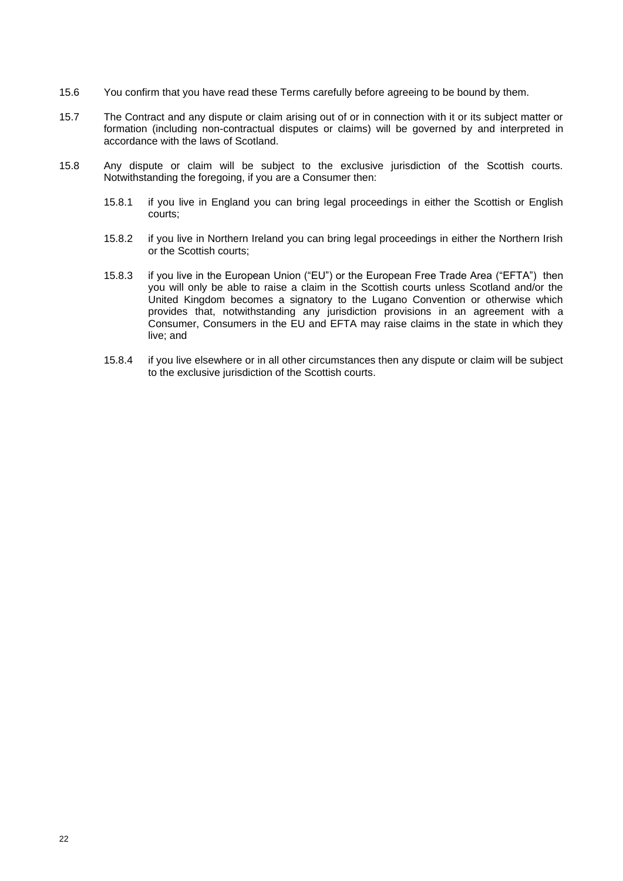15.6 You confirm that you have read these Terms carefully before agreeing to be bound by them.

15.7 The Contract and any dispute or claim arising out of or in connection with it or its subject matter or formation (including non-contractual disputes or claims) will be governed by and interpreted in accordance with the laws of Scotland.

15.8 Any dispute or claim will be subject to the exclusive jurisdiction of the Scottish courts. Notwithstanding the foregoing, if you are a Consumer then:

15.8.1 if you live in England you can bring legal proceedings in either the Scottish or English courts;

15.8.2 if you live in Northern Ireland you can bring legal proceedings in either the Northern Irish or the Scottish courts;

15.8.3 if you live in the European Union ("EU") or the European Free Trade Area ("EFTA") then you will only be able to raise a claim in the Scottish courts unless Scotland and/or the United Kingdom becomes a signatory to the Lugano Convention or otherwise which provides that, notwithstanding any jurisdiction provisions in an agreement with a Consumer, Consumers in the EU and EFTA may raise claims in the state in which they live; and

15.8.4 if you live elsewhere or in all other circumstances then any dispute or claim will be subject to the exclusive jurisdiction of the Scottish courts.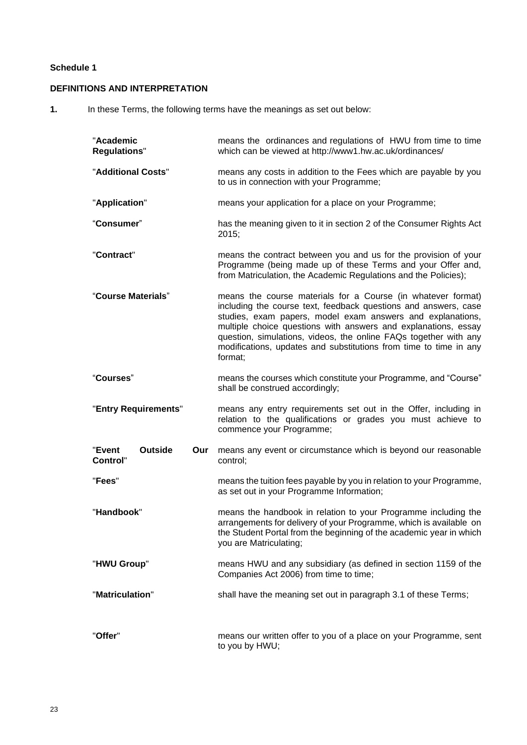**Schedule 1**

**DEFINITIONS AND INTERPRETATION**

**1.** In these Terms, the following terms have the meanings as set out below:

| | |
|---|---|
| "**Academic Regulations**" | means the ordinances and regulations of HWU from time to time which can be viewed at http://www1.hw.ac.uk/ordinances/ |
| "**Additional Costs**" | means any costs in addition to the Fees which are payable by you to us in connection with your Programme; |
| "**Application**" | means your application for a place on your Programme; |
| "**Consumer**" | has the meaning given to it in section 2 of the Consumer Rights Act 2015; |
| "**Contract**" | means the contract between you and us for the provision of your Programme (being made up of these Terms and your Offer and, from Matriculation, the Academic Regulations and the Policies); |
| "**Course Materials**" | means the course materials for a Course (in whatever format) including the course text, feedback questions and answers, case studies, exam papers, model exam answers and explanations, multiple choice questions with answers and explanations, essay question, simulations, videos, the online FAQs together with any modifications, updates and substitutions from time to time in any format; |
| "**Courses**" | means the courses which constitute your Programme, and "Course" shall be construed accordingly; |
| "**Entry Requirements**" | means any entry requirements set out in the Offer, including in relation to the qualifications or grades you must achieve to commence your Programme; |
| "**Event Outside Our Control**" | means any event or circumstance which is beyond our reasonable control; |
| "**Fees**" | means the tuition fees payable by you in relation to your Programme, as set out in your Programme Information; |
| "**Handbook**" | means the handbook in relation to your Programme including the arrangements for delivery of your Programme, which is available on the Student Portal from the beginning of the academic year in which you are Matriculating; |
| "**HWU Group**" | means HWU and any subsidiary (as defined in section 1159 of the Companies Act 2006) from time to time; |
| "**Matriculation**" | shall have the meaning set out in paragraph 3.1 of these Terms; |
| "**Offer**" | means our written offer to you of a place on your Programme, sent to you by HWU; |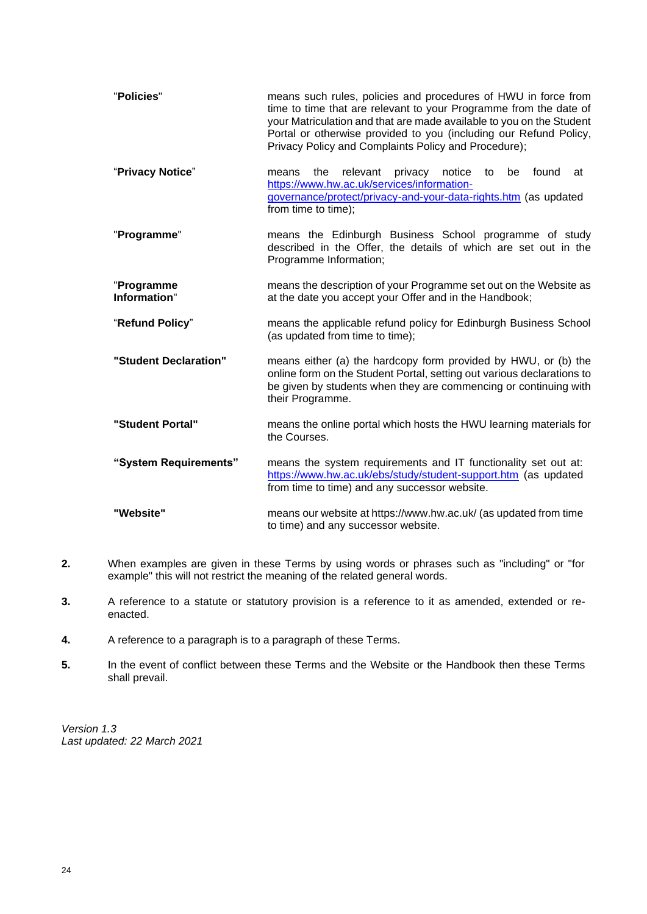| | |
|---|---|
| "**Policies**" | means such rules, policies and procedures of HWU in force from time to time that are relevant to your Programme from the date of your Matriculation and that are made available to you on the Student Portal or otherwise provided to you (including our Refund Policy, Privacy Policy and Complaints Policy and Procedure); |
| "**Privacy Notice**" | means the relevant privacy notice to be found at https://www.hw.ac.uk/services/information-governance/protect/privacy-and-your-data-rights.htm (as updated from time to time); |
| "**Programme**" | means the Edinburgh Business School programme of study described in the Offer, the details of which are set out in the Programme Information; |
| "**Programme Information**" | means the description of your Programme set out on the Website as at the date you accept your Offer and in the Handbook; |
| "**Refund Policy**" | means the applicable refund policy for Edinburgh Business School (as updated from time to time); |
| **"Student Declaration"** | means either (a) the hardcopy form provided by HWU, or (b) the online form on the Student Portal, setting out various declarations to be given by students when they are commencing or continuing with their Programme. |
| **"Student Portal"** | means the online portal which hosts the HWU learning materials for the Courses. |
| **"System Requirements"** | means the system requirements and IT functionality set out at: https://www.hw.ac.uk/ebs/study/student-support.htm (as updated from time to time) and any successor website. |
| **"Website"** | means our website at https://www.hw.ac.uk/ (as updated from time to time) and any successor website. |

**2.** When examples are given in these Terms by using words or phrases such as "including" or "for example" this will not restrict the meaning of the related general words.

**3.** A reference to a statute or statutory provision is a reference to it as amended, extended or re-enacted.

**4.** A reference to a paragraph is to a paragraph of these Terms.

**5.** In the event of conflict between these Terms and the Website or the Handbook then these Terms shall prevail.

*Version 1.3*
*Last updated: 22 March 2021*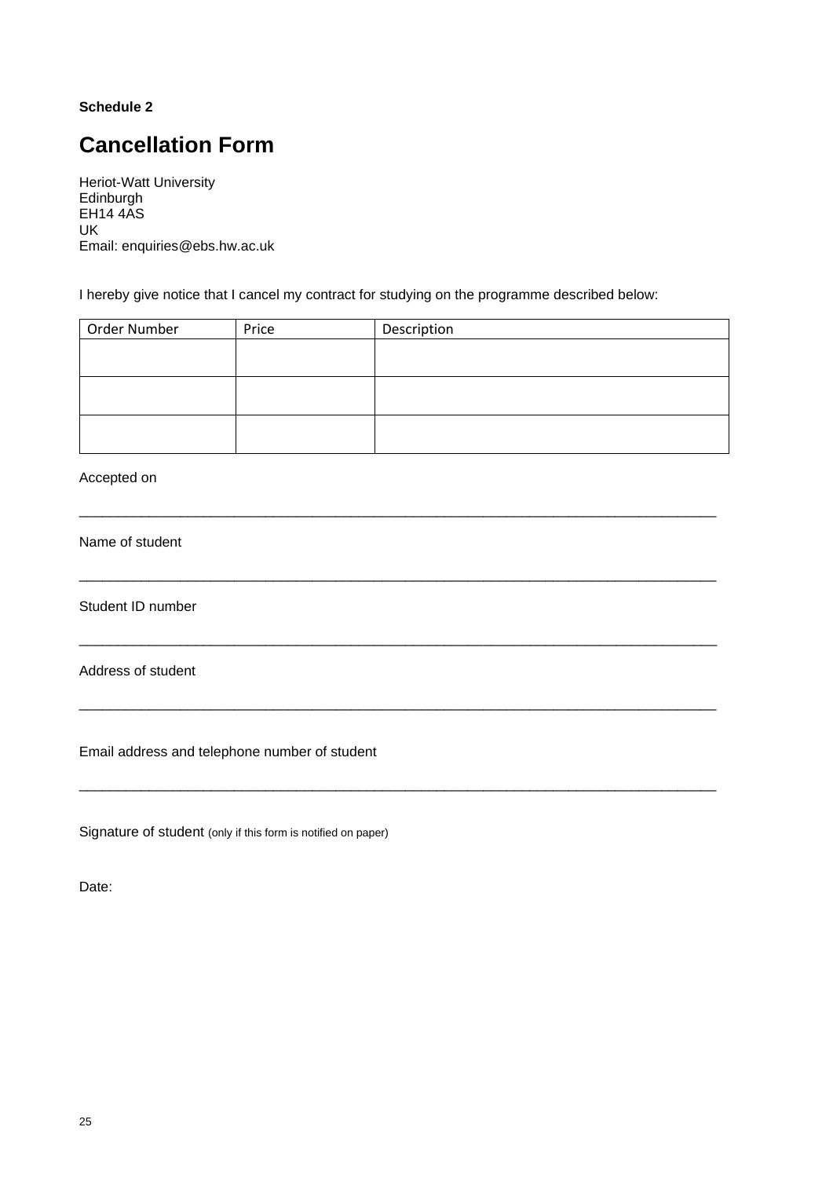**Schedule 2**

# Cancellation Form

Heriot-Watt University
Edinburgh
EH14 4AS
UK
Email: enquiries@ebs.hw.ac.uk

I hereby give notice that I cancel my contract for studying on the programme described below:

| Order Number | Price | Description |
|---|---|---|
| | | |
| | | |
| | | |

Accepted on

___________________________________________________________________________

Name of student

___________________________________________________________________________

Student ID number

___________________________________________________________________________

Address of student

___________________________________________________________________________

Email address and telephone number of student

___________________________________________________________________________

Signature of student (only if this form is notified on paper)

Date: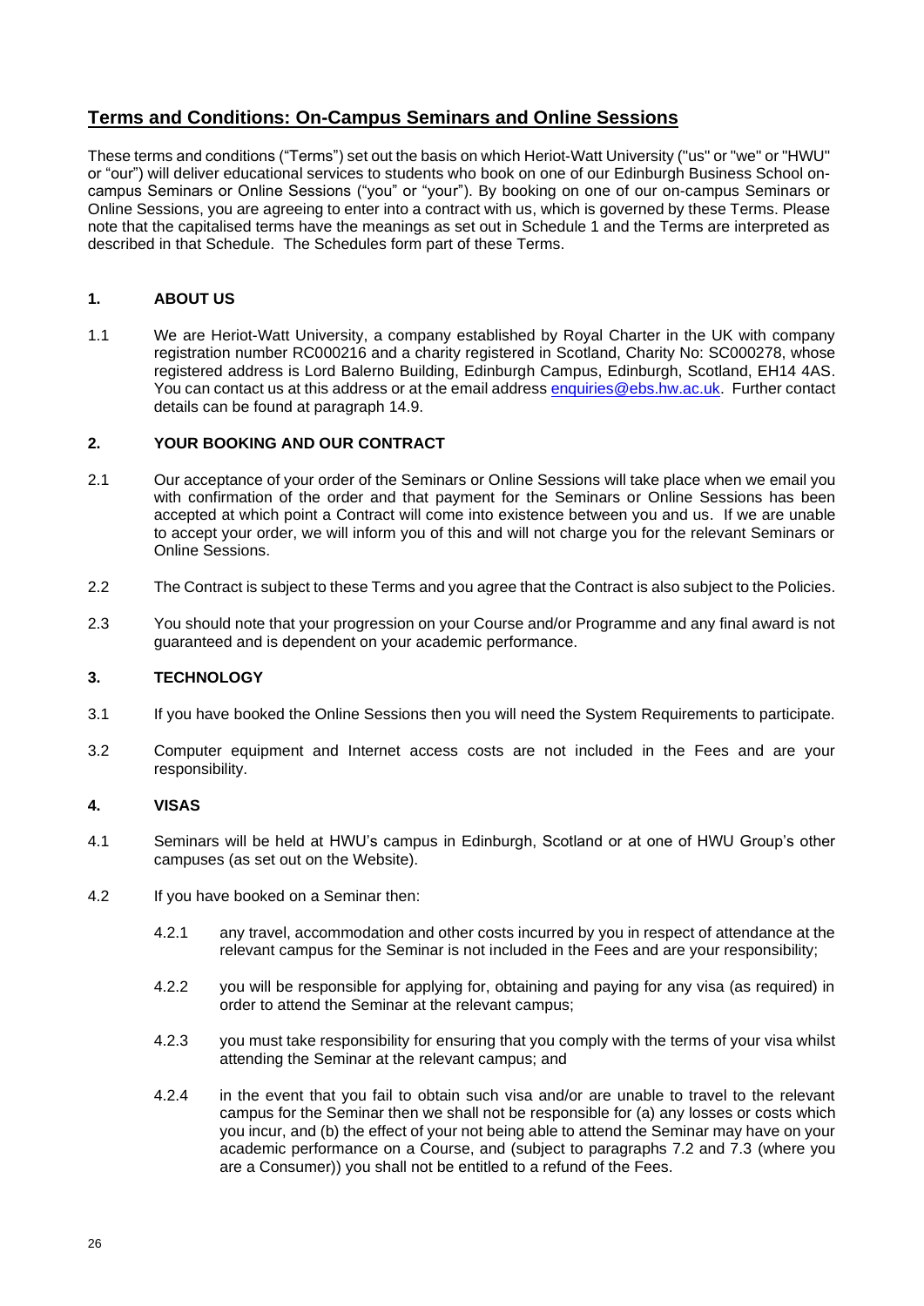# Terms and Conditions: On-Campus Seminars and Online Sessions

These terms and conditions ("Terms") set out the basis on which Heriot-Watt University ("us" or "we" or "HWU" or "our") will deliver educational services to students who book on one of our Edinburgh Business School on-campus Seminars or Online Sessions ("you" or "your"). By booking on one of our on-campus Seminars or Online Sessions, you are agreeing to enter into a contract with us, which is governed by these Terms. Please note that the capitalised terms have the meanings as set out in Schedule 1 and the Terms are interpreted as described in that Schedule. The Schedules form part of these Terms.

## 1. ABOUT US

1.1 We are Heriot-Watt University, a company established by Royal Charter in the UK with company registration number RC000216 and a charity registered in Scotland, Charity No: SC000278, whose registered address is Lord Balerno Building, Edinburgh Campus, Edinburgh, Scotland, EH14 4AS. You can contact us at this address or at the email address enquiries@ebs.hw.ac.uk. Further contact details can be found at paragraph 14.9.

## 2. YOUR BOOKING AND OUR CONTRACT

2.1 Our acceptance of your order of the Seminars or Online Sessions will take place when we email you with confirmation of the order and that payment for the Seminars or Online Sessions has been accepted at which point a Contract will come into existence between you and us. If we are unable to accept your order, we will inform you of this and will not charge you for the relevant Seminars or Online Sessions.

2.2 The Contract is subject to these Terms and you agree that the Contract is also subject to the Policies.

2.3 You should note that your progression on your Course and/or Programme and any final award is not guaranteed and is dependent on your academic performance.

## 3. TECHNOLOGY

3.1 If you have booked the Online Sessions then you will need the System Requirements to participate.

3.2 Computer equipment and Internet access costs are not included in the Fees and are your responsibility.

## 4. VISAS

4.1 Seminars will be held at HWU's campus in Edinburgh, Scotland or at one of HWU Group's other campuses (as set out on the Website).

4.2 If you have booked on a Seminar then:

4.2.1 any travel, accommodation and other costs incurred by you in respect of attendance at the relevant campus for the Seminar is not included in the Fees and are your responsibility;

4.2.2 you will be responsible for applying for, obtaining and paying for any visa (as required) in order to attend the Seminar at the relevant campus;

4.2.3 you must take responsibility for ensuring that you comply with the terms of your visa whilst attending the Seminar at the relevant campus; and

4.2.4 in the event that you fail to obtain such visa and/or are unable to travel to the relevant campus for the Seminar then we shall not be responsible for (a) any losses or costs which you incur, and (b) the effect of your not being able to attend the Seminar may have on your academic performance on a Course, and (subject to paragraphs 7.2 and 7.3 (where you are a Consumer)) you shall not be entitled to a refund of the Fees.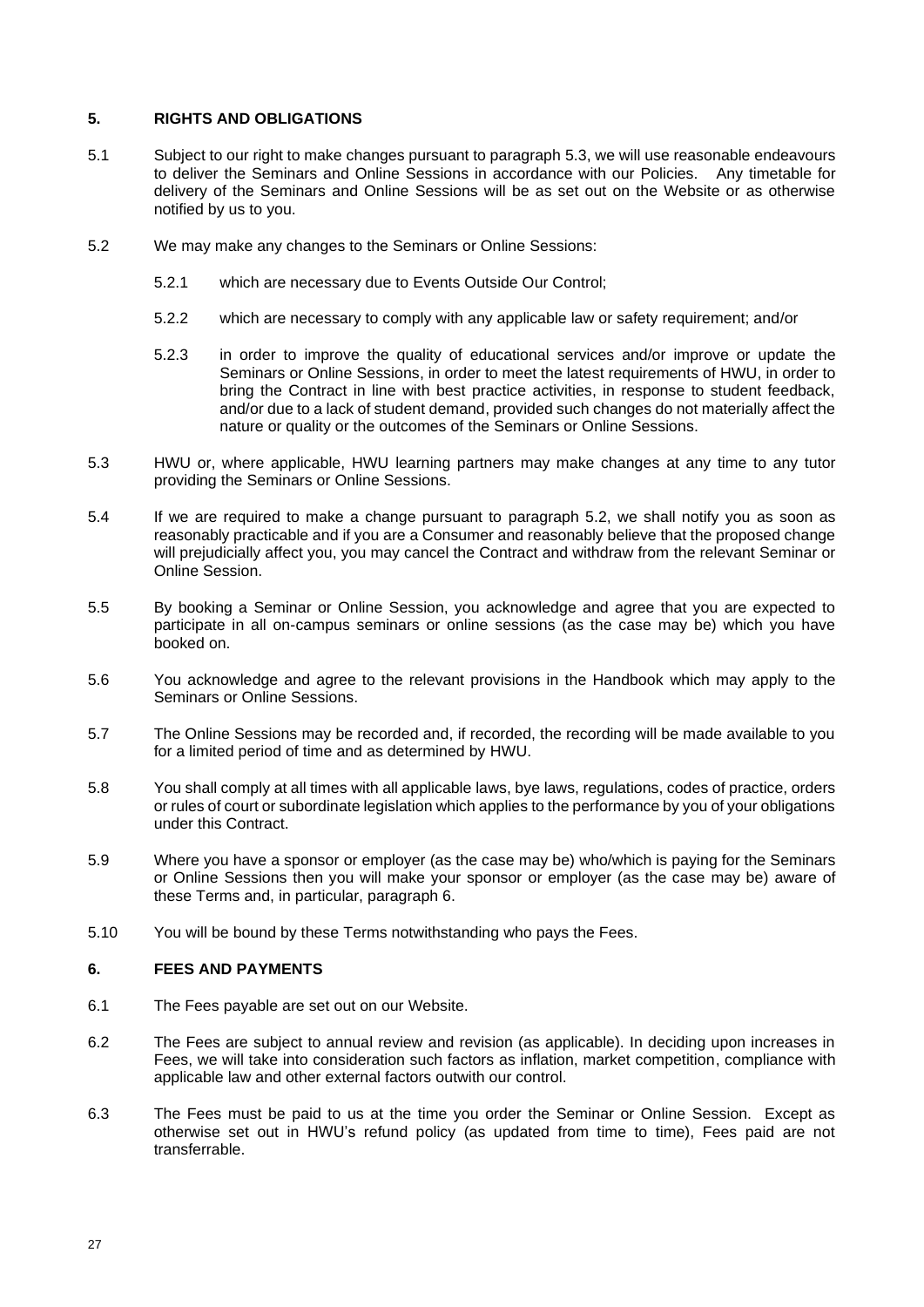## 5. RIGHTS AND OBLIGATIONS

5.1 Subject to our right to make changes pursuant to paragraph 5.3, we will use reasonable endeavours to deliver the Seminars and Online Sessions in accordance with our Policies. Any timetable for delivery of the Seminars and Online Sessions will be as set out on the Website or as otherwise notified by us to you.

5.2 We may make any changes to the Seminars or Online Sessions:

5.2.1 which are necessary due to Events Outside Our Control;

5.2.2 which are necessary to comply with any applicable law or safety requirement; and/or

5.2.3 in order to improve the quality of educational services and/or improve or update the Seminars or Online Sessions, in order to meet the latest requirements of HWU, in order to bring the Contract in line with best practice activities, in response to student feedback, and/or due to a lack of student demand, provided such changes do not materially affect the nature or quality or the outcomes of the Seminars or Online Sessions.

5.3 HWU or, where applicable, HWU learning partners may make changes at any time to any tutor providing the Seminars or Online Sessions.

5.4 If we are required to make a change pursuant to paragraph 5.2, we shall notify you as soon as reasonably practicable and if you are a Consumer and reasonably believe that the proposed change will prejudicially affect you, you may cancel the Contract and withdraw from the relevant Seminar or Online Session.

5.5 By booking a Seminar or Online Session, you acknowledge and agree that you are expected to participate in all on-campus seminars or online sessions (as the case may be) which you have booked on.

5.6 You acknowledge and agree to the relevant provisions in the Handbook which may apply to the Seminars or Online Sessions.

5.7 The Online Sessions may be recorded and, if recorded, the recording will be made available to you for a limited period of time and as determined by HWU.

5.8 You shall comply at all times with all applicable laws, bye laws, regulations, codes of practice, orders or rules of court or subordinate legislation which applies to the performance by you of your obligations under this Contract.

5.9 Where you have a sponsor or employer (as the case may be) who/which is paying for the Seminars or Online Sessions then you will make your sponsor or employer (as the case may be) aware of these Terms and, in particular, paragraph 6.

5.10 You will be bound by these Terms notwithstanding who pays the Fees.

## 6. FEES AND PAYMENTS

6.1 The Fees payable are set out on our Website.

6.2 The Fees are subject to annual review and revision (as applicable). In deciding upon increases in Fees, we will take into consideration such factors as inflation, market competition, compliance with applicable law and other external factors outwith our control.

6.3 The Fees must be paid to us at the time you order the Seminar or Online Session. Except as otherwise set out in HWU's refund policy (as updated from time to time), Fees paid are not transferrable.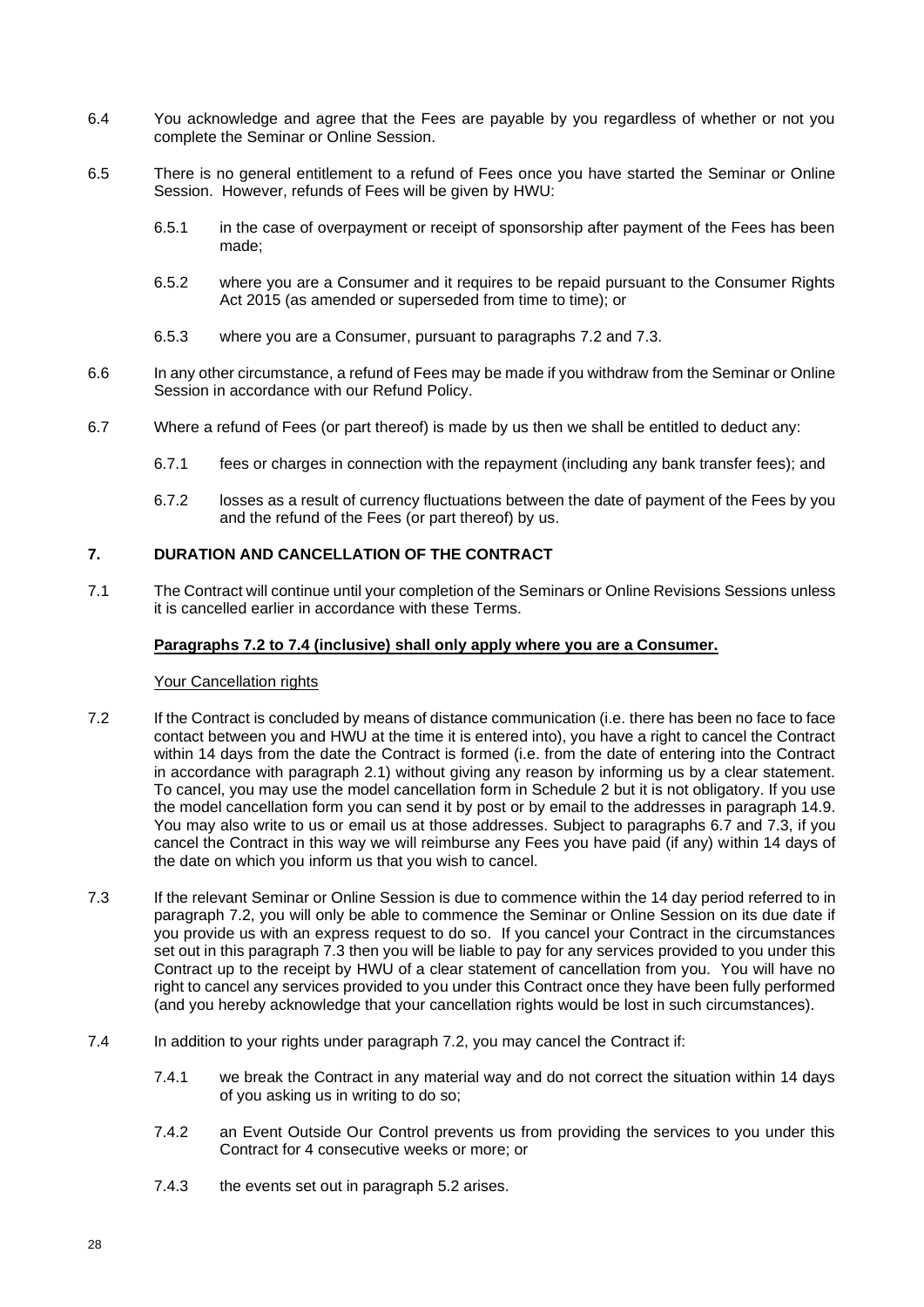6.4 You acknowledge and agree that the Fees are payable by you regardless of whether or not you complete the Seminar or Online Session.

6.5 There is no general entitlement to a refund of Fees once you have started the Seminar or Online Session. However, refunds of Fees will be given by HWU:

6.5.1 in the case of overpayment or receipt of sponsorship after payment of the Fees has been made;

6.5.2 where you are a Consumer and it requires to be repaid pursuant to the Consumer Rights Act 2015 (as amended or superseded from time to time); or

6.5.3 where you are a Consumer, pursuant to paragraphs 7.2 and 7.3.

6.6 In any other circumstance, a refund of Fees may be made if you withdraw from the Seminar or Online Session in accordance with our Refund Policy.

6.7 Where a refund of Fees (or part thereof) is made by us then we shall be entitled to deduct any:

6.7.1 fees or charges in connection with the repayment (including any bank transfer fees); and

6.7.2 losses as a result of currency fluctuations between the date of payment of the Fees by you and the refund of the Fees (or part thereof) by us.

## 7. DURATION AND CANCELLATION OF THE CONTRACT

7.1 The Contract will continue until your completion of the Seminars or Online Revisions Sessions unless it is cancelled earlier in accordance with these Terms.

**Paragraphs 7.2 to 7.4 (inclusive) shall only apply where you are a Consumer.**

Your Cancellation rights

7.2 If the Contract is concluded by means of distance communication (i.e. there has been no face to face contact between you and HWU at the time it is entered into), you have a right to cancel the Contract within 14 days from the date the Contract is formed (i.e. from the date of entering into the Contract in accordance with paragraph 2.1) without giving any reason by informing us by a clear statement. To cancel, you may use the model cancellation form in Schedule 2 but it is not obligatory. If you use the model cancellation form you can send it by post or by email to the addresses in paragraph 14.9. You may also write to us or email us at those addresses. Subject to paragraphs 6.7 and 7.3, if you cancel the Contract in this way we will reimburse any Fees you have paid (if any) within 14 days of the date on which you inform us that you wish to cancel.

7.3 If the relevant Seminar or Online Session is due to commence within the 14 day period referred to in paragraph 7.2, you will only be able to commence the Seminar or Online Session on its due date if you provide us with an express request to do so. If you cancel your Contract in the circumstances set out in this paragraph 7.3 then you will be liable to pay for any services provided to you under this Contract up to the receipt by HWU of a clear statement of cancellation from you. You will have no right to cancel any services provided to you under this Contract once they have been fully performed (and you hereby acknowledge that your cancellation rights would be lost in such circumstances).

7.4 In addition to your rights under paragraph 7.2, you may cancel the Contract if:

7.4.1 we break the Contract in any material way and do not correct the situation within 14 days of you asking us in writing to do so;

7.4.2 an Event Outside Our Control prevents us from providing the services to you under this Contract for 4 consecutive weeks or more; or

7.4.3 the events set out in paragraph 5.2 arises.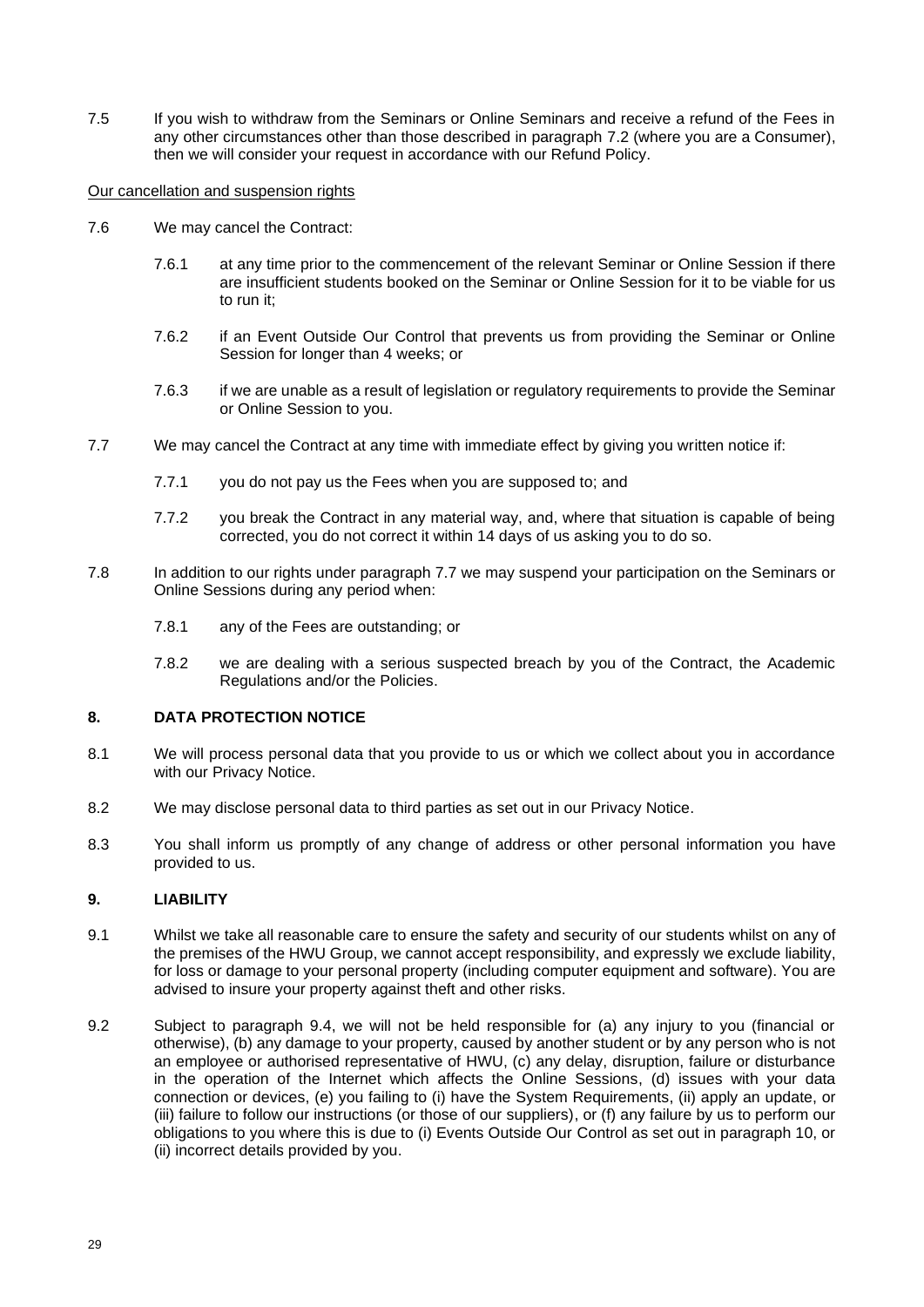7.5 If you wish to withdraw from the Seminars or Online Seminars and receive a refund of the Fees in any other circumstances other than those described in paragraph 7.2 (where you are a Consumer), then we will consider your request in accordance with our Refund Policy.

Our cancellation and suspension rights

7.6 We may cancel the Contract:

7.6.1 at any time prior to the commencement of the relevant Seminar or Online Session if there are insufficient students booked on the Seminar or Online Session for it to be viable for us to run it;

7.6.2 if an Event Outside Our Control that prevents us from providing the Seminar or Online Session for longer than 4 weeks; or

7.6.3 if we are unable as a result of legislation or regulatory requirements to provide the Seminar or Online Session to you.

7.7 We may cancel the Contract at any time with immediate effect by giving you written notice if:

7.7.1 you do not pay us the Fees when you are supposed to; and

7.7.2 you break the Contract in any material way, and, where that situation is capable of being corrected, you do not correct it within 14 days of us asking you to do so.

7.8 In addition to our rights under paragraph 7.7 we may suspend your participation on the Seminars or Online Sessions during any period when:

7.8.1 any of the Fees are outstanding; or

7.8.2 we are dealing with a serious suspected breach by you of the Contract, the Academic Regulations and/or the Policies.

## 8. DATA PROTECTION NOTICE

8.1 We will process personal data that you provide to us or which we collect about you in accordance with our Privacy Notice.

8.2 We may disclose personal data to third parties as set out in our Privacy Notice.

8.3 You shall inform us promptly of any change of address or other personal information you have provided to us.

## 9. LIABILITY

9.1 Whilst we take all reasonable care to ensure the safety and security of our students whilst on any of the premises of the HWU Group, we cannot accept responsibility, and expressly we exclude liability, for loss or damage to your personal property (including computer equipment and software). You are advised to insure your property against theft and other risks.

9.2 Subject to paragraph 9.4, we will not be held responsible for (a) any injury to you (financial or otherwise), (b) any damage to your property, caused by another student or by any person who is not an employee or authorised representative of HWU, (c) any delay, disruption, failure or disturbance in the operation of the Internet which affects the Online Sessions, (d) issues with your data connection or devices, (e) you failing to (i) have the System Requirements, (ii) apply an update, or (iii) failure to follow our instructions (or those of our suppliers), or (f) any failure by us to perform our obligations to you where this is due to (i) Events Outside Our Control as set out in paragraph 10, or (ii) incorrect details provided by you.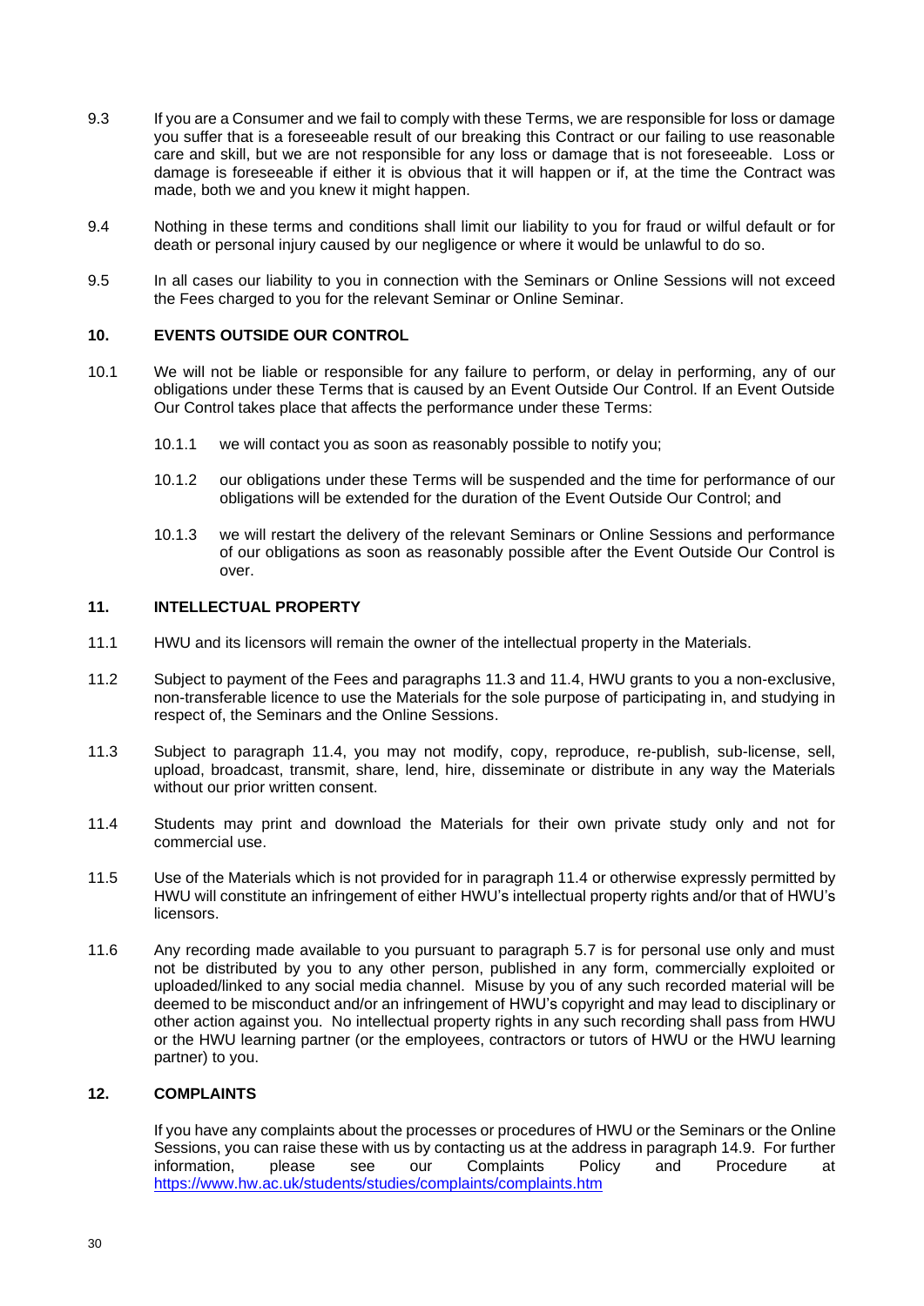9.3 If you are a Consumer and we fail to comply with these Terms, we are responsible for loss or damage you suffer that is a foreseeable result of our breaking this Contract or our failing to use reasonable care and skill, but we are not responsible for any loss or damage that is not foreseeable. Loss or damage is foreseeable if either it is obvious that it will happen or if, at the time the Contract was made, both we and you knew it might happen.

9.4 Nothing in these terms and conditions shall limit our liability to you for fraud or wilful default or for death or personal injury caused by our negligence or where it would be unlawful to do so.

9.5 In all cases our liability to you in connection with the Seminars or Online Sessions will not exceed the Fees charged to you for the relevant Seminar or Online Seminar.

## 10. EVENTS OUTSIDE OUR CONTROL

10.1 We will not be liable or responsible for any failure to perform, or delay in performing, any of our obligations under these Terms that is caused by an Event Outside Our Control. If an Event Outside Our Control takes place that affects the performance under these Terms:

- 10.1.1 we will contact you as soon as reasonably possible to notify you;
- 10.1.2 our obligations under these Terms will be suspended and the time for performance of our obligations will be extended for the duration of the Event Outside Our Control; and
- 10.1.3 we will restart the delivery of the relevant Seminars or Online Sessions and performance of our obligations as soon as reasonably possible after the Event Outside Our Control is over.

## 11. INTELLECTUAL PROPERTY

11.1 HWU and its licensors will remain the owner of the intellectual property in the Materials.

11.2 Subject to payment of the Fees and paragraphs 11.3 and 11.4, HWU grants to you a non-exclusive, non-transferable licence to use the Materials for the sole purpose of participating in, and studying in respect of, the Seminars and the Online Sessions.

11.3 Subject to paragraph 11.4, you may not modify, copy, reproduce, re-publish, sub-license, sell, upload, broadcast, transmit, share, lend, hire, disseminate or distribute in any way the Materials without our prior written consent.

11.4 Students may print and download the Materials for their own private study only and not for commercial use.

11.5 Use of the Materials which is not provided for in paragraph 11.4 or otherwise expressly permitted by HWU will constitute an infringement of either HWU's intellectual property rights and/or that of HWU's licensors.

11.6 Any recording made available to you pursuant to paragraph 5.7 is for personal use only and must not be distributed by you to any other person, published in any form, commercially exploited or uploaded/linked to any social media channel. Misuse by you of any such recorded material will be deemed to be misconduct and/or an infringement of HWU's copyright and may lead to disciplinary or other action against you. No intellectual property rights in any such recording shall pass from HWU or the HWU learning partner (or the employees, contractors or tutors of HWU or the HWU learning partner) to you.

## 12. COMPLAINTS

If you have any complaints about the processes or procedures of HWU or the Seminars or the Online Sessions, you can raise these with us by contacting us at the address in paragraph 14.9. For further information, please see our Complaints Policy and Procedure at https://www.hw.ac.uk/students/studies/complaints/complaints.htm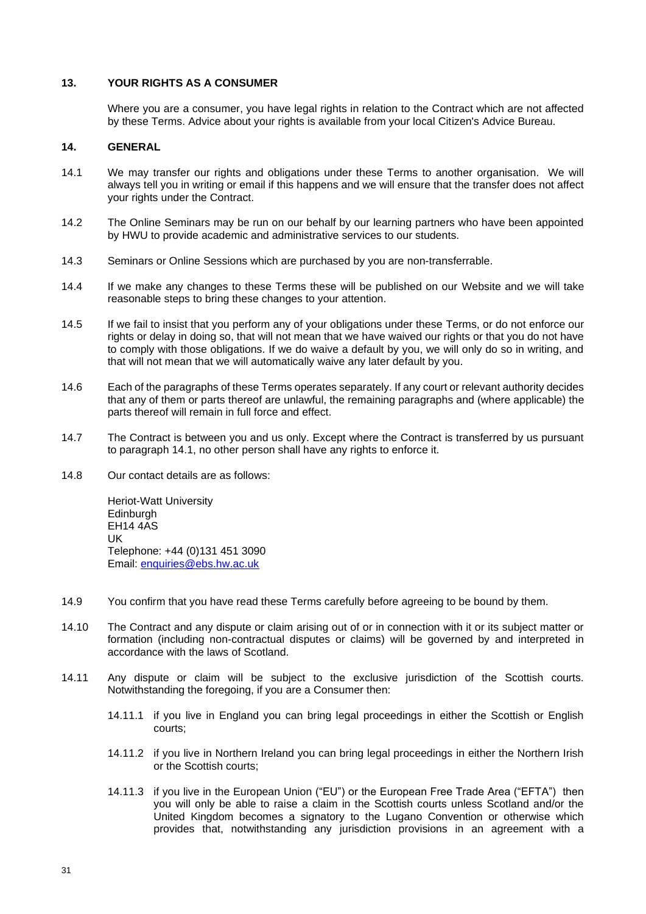## 13. YOUR RIGHTS AS A CONSUMER

Where you are a consumer, you have legal rights in relation to the Contract which are not affected by these Terms. Advice about your rights is available from your local Citizen's Advice Bureau.

## 14. GENERAL

14.1 We may transfer our rights and obligations under these Terms to another organisation. We will always tell you in writing or email if this happens and we will ensure that the transfer does not affect your rights under the Contract.

14.2 The Online Seminars may be run on our behalf by our learning partners who have been appointed by HWU to provide academic and administrative services to our students.

14.3 Seminars or Online Sessions which are purchased by you are non-transferrable.

14.4 If we make any changes to these Terms these will be published on our Website and we will take reasonable steps to bring these changes to your attention.

14.5 If we fail to insist that you perform any of your obligations under these Terms, or do not enforce our rights or delay in doing so, that will not mean that we have waived our rights or that you do not have to comply with those obligations. If we do waive a default by you, we will only do so in writing, and that will not mean that we will automatically waive any later default by you.

14.6 Each of the paragraphs of these Terms operates separately. If any court or relevant authority decides that any of them or parts thereof are unlawful, the remaining paragraphs and (where applicable) the parts thereof will remain in full force and effect.

14.7 The Contract is between you and us only. Except where the Contract is transferred by us pursuant to paragraph 14.1, no other person shall have any rights to enforce it.

14.8 Our contact details are as follows:

Heriot-Watt University
Edinburgh
EH14 4AS
UK
Telephone: +44 (0)131 451 3090
Email: enquiries@ebs.hw.ac.uk

14.9 You confirm that you have read these Terms carefully before agreeing to be bound by them.

14.10 The Contract and any dispute or claim arising out of or in connection with it or its subject matter or formation (including non-contractual disputes or claims) will be governed by and interpreted in accordance with the laws of Scotland.

14.11 Any dispute or claim will be subject to the exclusive jurisdiction of the Scottish courts. Notwithstanding the foregoing, if you are a Consumer then:

14.11.1 if you live in England you can bring legal proceedings in either the Scottish or English courts;

14.11.2 if you live in Northern Ireland you can bring legal proceedings in either the Northern Irish or the Scottish courts;

14.11.3 if you live in the European Union ("EU") or the European Free Trade Area ("EFTA") then you will only be able to raise a claim in the Scottish courts unless Scotland and/or the United Kingdom becomes a signatory to the Lugano Convention or otherwise which provides that, notwithstanding any jurisdiction provisions in an agreement with a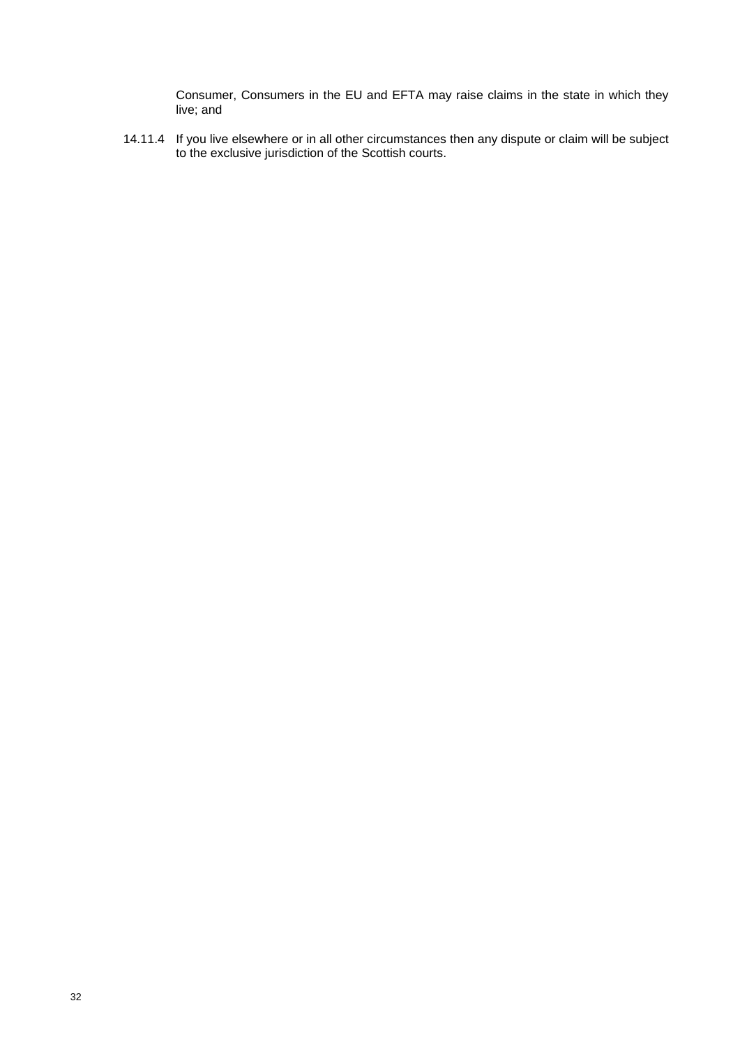Consumer, Consumers in the EU and EFTA may raise claims in the state in which they live; and

14.11.4 If you live elsewhere or in all other circumstances then any dispute or claim will be subject to the exclusive jurisdiction of the Scottish courts.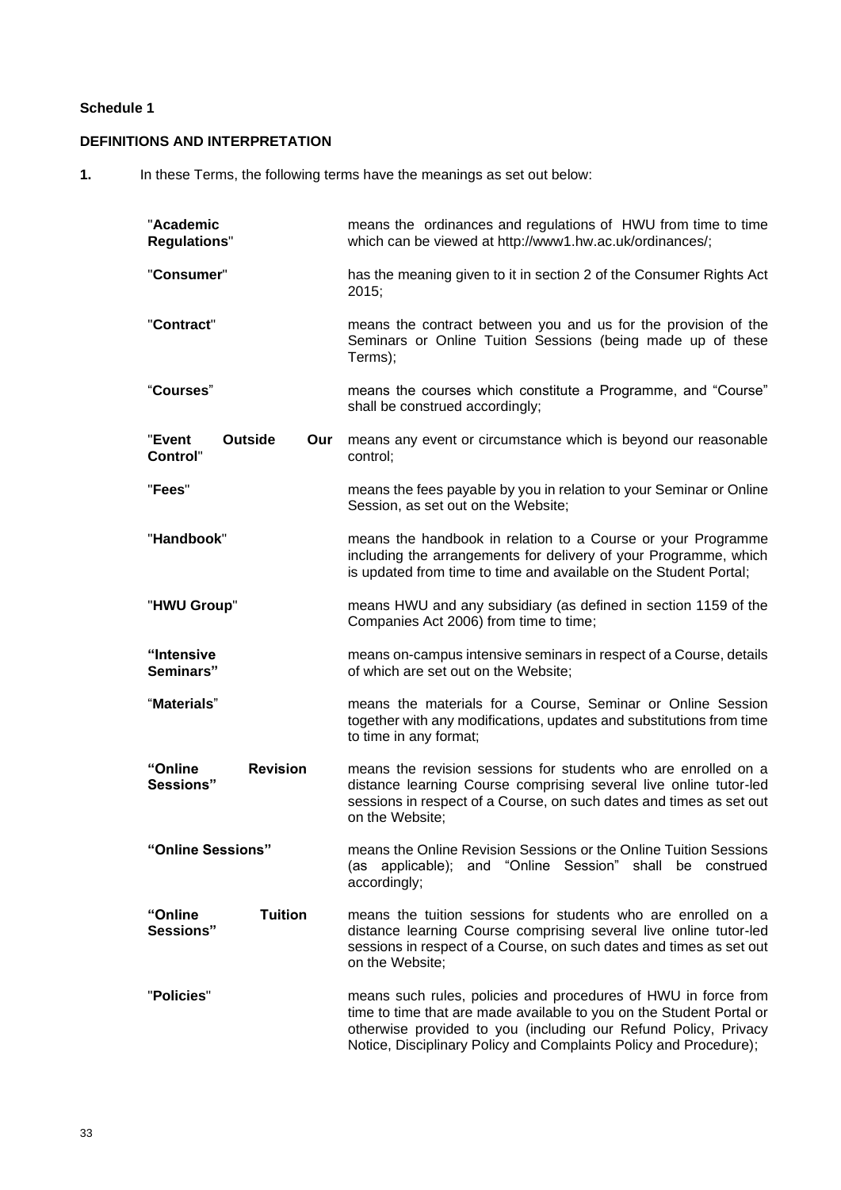**Schedule 1**

**DEFINITIONS AND INTERPRETATION**

**1.** In these Terms, the following terms have the meanings as set out below:

| | |
|---|---|
| "**Academic Regulations**" | means the ordinances and regulations of HWU from time to time which can be viewed at http://www1.hw.ac.uk/ordinances/; |
| "**Consumer**" | has the meaning given to it in section 2 of the Consumer Rights Act 2015; |
| "**Contract**" | means the contract between you and us for the provision of the Seminars or Online Tuition Sessions (being made up of these Terms); |
| "**Courses**" | means the courses which constitute a Programme, and "Course" shall be construed accordingly; |
| "**Event Outside Our Control**" | means any event or circumstance which is beyond our reasonable control; |
| "**Fees**" | means the fees payable by you in relation to your Seminar or Online Session, as set out on the Website; |
| "**Handbook**" | means the handbook in relation to a Course or your Programme including the arrangements for delivery of your Programme, which is updated from time to time and available on the Student Portal; |
| "**HWU Group**" | means HWU and any subsidiary (as defined in section 1159 of the Companies Act 2006) from time to time; |
| **"Intensive Seminars"** | means on-campus intensive seminars in respect of a Course, details of which are set out on the Website; |
| "**Materials**" | means the materials for a Course, Seminar or Online Session together with any modifications, updates and substitutions from time to time in any format; |
| **"Online Revision Sessions"** | means the revision sessions for students who are enrolled on a distance learning Course comprising several live online tutor-led sessions in respect of a Course, on such dates and times as set out on the Website; |
| **"Online Sessions"** | means the Online Revision Sessions or the Online Tuition Sessions (as applicable); and "Online Session" shall be construed accordingly; |
| **"Online Tuition Sessions"** | means the tuition sessions for students who are enrolled on a distance learning Course comprising several live online tutor-led sessions in respect of a Course, on such dates and times as set out on the Website; |
| "**Policies**" | means such rules, policies and procedures of HWU in force from time to time that are made available to you on the Student Portal or otherwise provided to you (including our Refund Policy, Privacy Notice, Disciplinary Policy and Complaints Policy and Procedure); |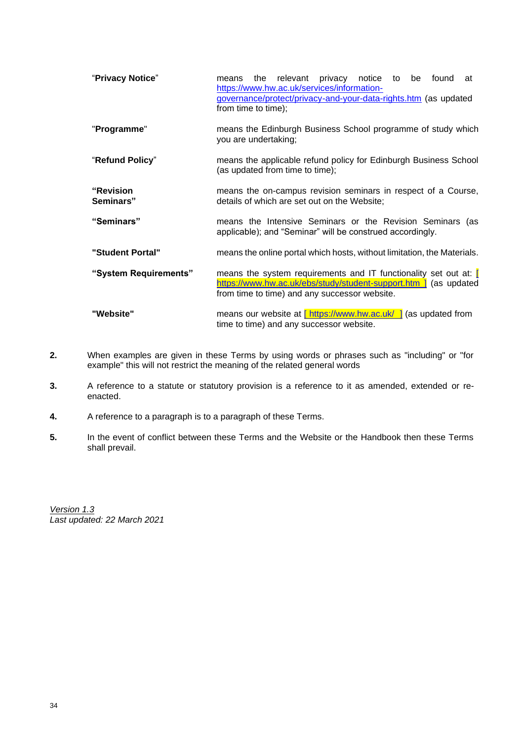| | |
|---|---|
| "**Privacy Notice**" | means the relevant privacy notice to be found at https://www.hw.ac.uk/services/information-governance/protect/privacy-and-your-data-rights.htm (as updated from time to time); |
| "**Programme**" | means the Edinburgh Business School programme of study which you are undertaking; |
| "**Refund Policy**" | means the applicable refund policy for Edinburgh Business School (as updated from time to time); |
| **"Revision Seminars"** | means the on-campus revision seminars in respect of a Course, details of which are set out on the Website; |
| **"Seminars"** | means the Intensive Seminars or the Revision Seminars (as applicable); and "Seminar" will be construed accordingly. |
| **"Student Portal"** | means the online portal which hosts, without limitation, the Materials. |
| **"System Requirements"** | means the system requirements and IT functionality set out at: [ https://www.hw.ac.uk/ebs/study/student-support.htm ] (as updated from time to time) and any successor website. |
| **"Website"** | means our website at [ https://www.hw.ac.uk/ ] (as updated from time to time) and any successor website. |

**2.** When examples are given in these Terms by using words or phrases such as "including" or "for example" this will not restrict the meaning of the related general words

**3.** A reference to a statute or statutory provision is a reference to it as amended, extended or re-enacted.

**4.** A reference to a paragraph is to a paragraph of these Terms.

**5.** In the event of conflict between these Terms and the Website or the Handbook then these Terms shall prevail.

*Version 1.3*
*Last updated: 22 March 2021*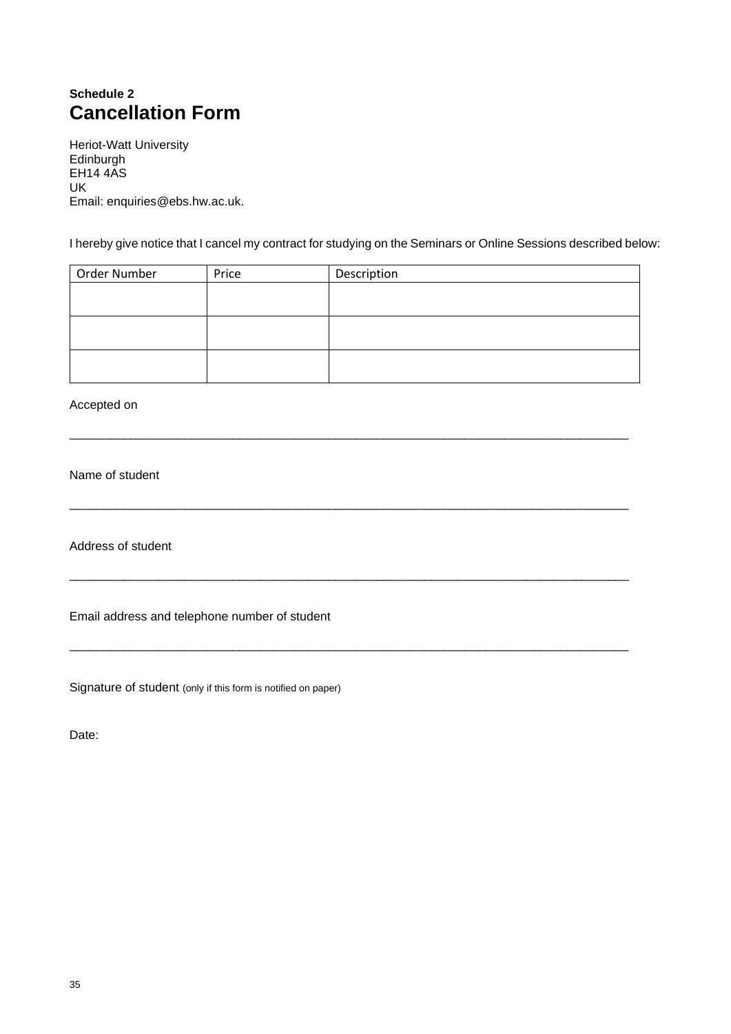**Schedule 2**

# Cancellation Form

Heriot-Watt University
Edinburgh
EH14 4AS
UK
Email: enquiries@ebs.hw.ac.uk.

I hereby give notice that I cancel my contract for studying on the Seminars or Online Sessions described below:

| Order Number | Price | Description |
| --- | --- | --- |
| | | |
| | | |
| | | |

Accepted on

\_\_\_\_\_\_\_\_\_\_\_\_\_\_\_\_\_\_\_\_\_\_\_\_\_\_\_\_\_\_\_\_\_\_\_\_\_\_\_\_\_\_\_\_\_\_\_\_\_\_\_\_\_\_\_\_\_\_\_\_\_\_\_\_\_\_\_\_\_\_\_\_\_\_\_\_

Name of student

\_\_\_\_\_\_\_\_\_\_\_\_\_\_\_\_\_\_\_\_\_\_\_\_\_\_\_\_\_\_\_\_\_\_\_\_\_\_\_\_\_\_\_\_\_\_\_\_\_\_\_\_\_\_\_\_\_\_\_\_\_\_\_\_\_\_\_\_\_\_\_\_\_\_\_\_

Address of student

\_\_\_\_\_\_\_\_\_\_\_\_\_\_\_\_\_\_\_\_\_\_\_\_\_\_\_\_\_\_\_\_\_\_\_\_\_\_\_\_\_\_\_\_\_\_\_\_\_\_\_\_\_\_\_\_\_\_\_\_\_\_\_\_\_\_\_\_\_\_\_\_\_\_\_\_

Email address and telephone number of student

\_\_\_\_\_\_\_\_\_\_\_\_\_\_\_\_\_\_\_\_\_\_\_\_\_\_\_\_\_\_\_\_\_\_\_\_\_\_\_\_\_\_\_\_\_\_\_\_\_\_\_\_\_\_\_\_\_\_\_\_\_\_\_\_\_\_\_\_\_\_\_\_\_\_\_\_

Signature of student (only if this form is notified on paper)

Date: